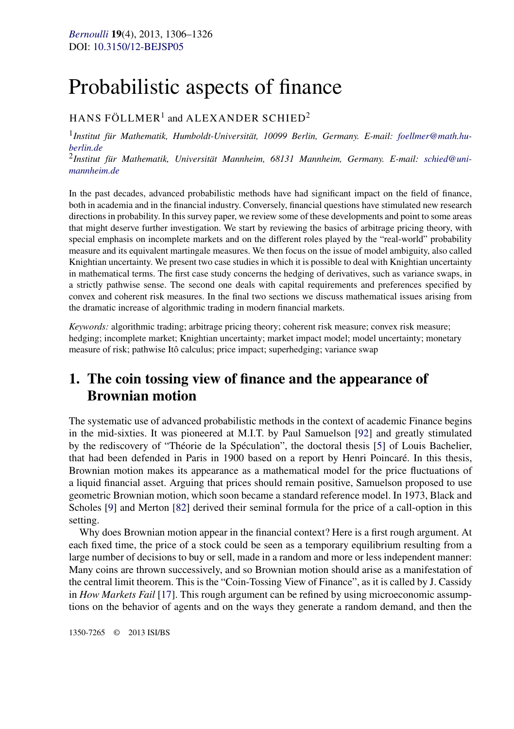# Probabilistic aspects of finance

HANS FÖLLMER[1] and ALEXANDER SCHIED[2]

[1] *Institut für Mathematik, Humboldt-Universität, 10099 Berlin, Germany. E-mail: foellmer@math.hu-berlin.de*

[2] *Institut für Mathematik, Universität Mannheim, 68131 Mannheim, Germany. E-mail: schied@uni-mannheim.de*

In the past decades, advanced probabilistic methods have had significant impact on the field of finance, both in academia and in the financial industry. Conversely, financial questions have stimulated new research directions in probability. In this survey paper, we review some of these developments and point to some areas that might deserve further investigation. We start by reviewing the basics of arbitrage pricing theory, with special emphasis on incomplete markets and on the different roles played by the "real-world" probability measure and its equivalent martingale measures. We then focus on the issue of model ambiguity, also called Knightian uncertainty. We present two case studies in which it is possible to deal with Knightian uncertainty in mathematical terms. The first case study concerns the hedging of derivatives, such as variance swaps, in a strictly pathwise sense. The second one deals with capital requirements and preferences specified by convex and coherent risk measures. In the final two sections we discuss mathematical issues arising from the dramatic increase of algorithmic trading in modern financial markets.

*Keywords:* algorithmic trading; arbitrage pricing theory; coherent risk measure; convex risk measure; hedging; incomplete market; Knightian uncertainty; market impact model; model uncertainty; monetary measure of risk; pathwise Itô calculus; price impact; superhedging; variance swap

## 1. The coin tossing view of finance and the appearance of Brownian motion

The systematic use of advanced probabilistic methods in the context of academic Finance begins in the mid-sixties. It was pioneered at M.I.T. by Paul Samuelson [92] and greatly stimulated by the rediscovery of "Théorie de la Spéculation", the doctoral thesis [5] of Louis Bachelier, that had been defended in Paris in 1900 based on a report by Henri Poincaré. In this thesis, Brownian motion makes its appearance as a mathematical model for the price fluctuations of a liquid financial asset. Arguing that prices should remain positive, Samuelson proposed to use geometric Brownian motion, which soon became a standard reference model. In 1973, Black and Scholes [9] and Merton [82] derived their seminal formula for the price of a call-option in this setting.

Why does Brownian motion appear in the financial context? Here is a first rough argument. At each fixed time, the price of a stock could be seen as a temporary equilibrium resulting from a large number of decisions to buy or sell, made in a random and more or less independent manner: Many coins are thrown successively, and so Brownian motion should arise as a manifestation of the central limit theorem. This is the "Coin-Tossing View of Finance", as it is called by J. Cassidy in *How Markets Fail* [17]. This rough argument can be refined by using microeconomic assumptions on the behavior of agents and on the ways they generate a random demand, and then the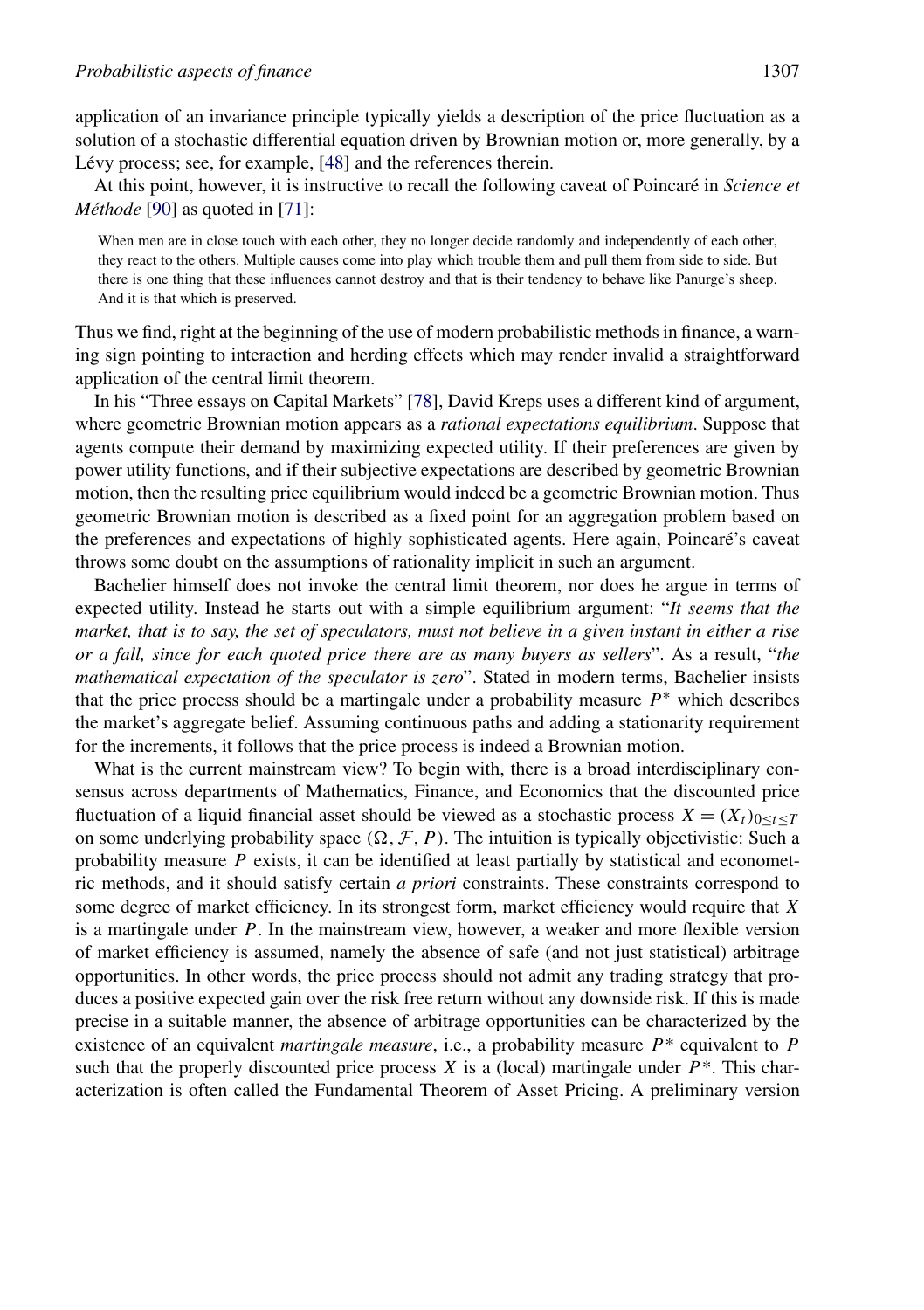application of an invariance principle typically yields a description of the price fluctuation as a solution of a stochastic differential equation driven by Brownian motion or, more generally, by a Lévy process; see, for example, [48] and the references therein.

At this point, however, it is instructive to recall the following caveat of Poincaré in *Science et Méthode* [90] as quoted in [71]:

> When men are in close touch with each other, they no longer decide randomly and independently of each other, they react to the others. Multiple causes come into play which trouble them and pull them from side to side. But there is one thing that these influences cannot destroy and that is their tendency to behave like Panurge's sheep. And it is that which is preserved.

Thus we find, right at the beginning of the use of modern probabilistic methods in finance, a warning sign pointing to interaction and herding effects which may render invalid a straightforward application of the central limit theorem.

In his "Three essays on Capital Markets" [78], David Kreps uses a different kind of argument, where geometric Brownian motion appears as a *rational expectations equilibrium*. Suppose that agents compute their demand by maximizing expected utility. If their preferences are given by power utility functions, and if their subjective expectations are described by geometric Brownian motion, then the resulting price equilibrium would indeed be a geometric Brownian motion. Thus geometric Brownian motion is described as a fixed point for an aggregation problem based on the preferences and expectations of highly sophisticated agents. Here again, Poincaré's caveat throws some doubt on the assumptions of rationality implicit in such an argument.

Bachelier himself does not invoke the central limit theorem, nor does he argue in terms of expected utility. Instead he starts out with a simple equilibrium argument: "*It seems that the market, that is to say, the set of speculators, must not believe in a given instant in either a rise or a fall, since for each quoted price there are as many buyers as sellers*". As a result, "*the mathematical expectation of the speculator is zero*". Stated in modern terms, Bachelier insists that the price process should be a martingale under a probability measure $P^*$ which describes the market's aggregate belief. Assuming continuous paths and adding a stationarity requirement for the increments, it follows that the price process is indeed a Brownian motion.

What is the current mainstream view? To begin with, there is a broad interdisciplinary consensus across departments of Mathematics, Finance, and Economics that the discounted price fluctuation of a liquid financial asset should be viewed as a stochastic process $X = (X_t)_{0 \le t \le T}$ on some underlying probability space $(\Omega, \mathcal{F}, P)$. The intuition is typically objectivistic: Such a probability measure $P$ exists, it can be identified at least partially by statistical and econometric methods, and it should satisfy certain *a priori* constraints. These constraints correspond to some degree of market efficiency. In its strongest form, market efficiency would require that $X$ is a martingale under $P$. In the mainstream view, however, a weaker and more flexible version of market efficiency is assumed, namely the absence of safe (and not just statistical) arbitrage opportunities. In other words, the price process should not admit any trading strategy that produces a positive expected gain over the risk free return without any downside risk. If this is made precise in a suitable manner, the absence of arbitrage opportunities can be characterized by the existence of an equivalent *martingale measure*, i.e., a probability measure $P^*$ equivalent to $P$ such that the properly discounted price process $X$ is a (local) martingale under $P^*$. This characterization is often called the Fundamental Theorem of Asset Pricing. A preliminary version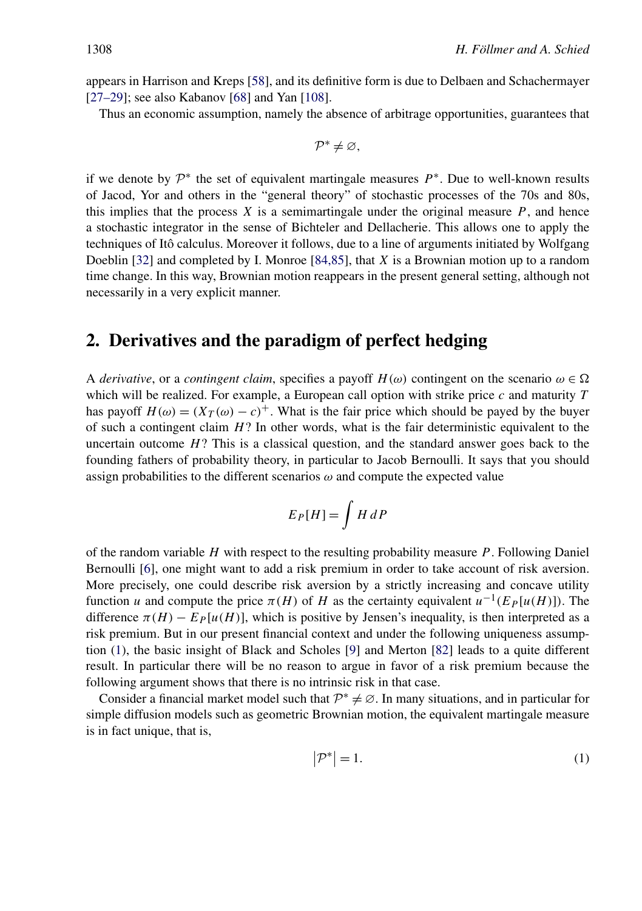appears in Harrison and Kreps [58], and its definitive form is due to Delbaen and Schachermayer [27–29]; see also Kabanov [68] and Yan [108].

Thus an economic assumption, namely the absence of arbitrage opportunities, guarantees that

$$\mathcal{P}^* \neq \varnothing,$$

if we denote by $\mathcal{P}^*$ the set of equivalent martingale measures $P^*$. Due to well-known results of Jacod, Yor and others in the "general theory" of stochastic processes of the 70s and 80s, this implies that the process $X$ is a semimartingale under the original measure $P$, and hence a stochastic integrator in the sense of Bichteler and Dellacherie. This allows one to apply the techniques of Itô calculus. Moreover it follows, due to a line of arguments initiated by Wolfgang Doeblin [32] and completed by I. Monroe [84,85], that $X$ is a Brownian motion up to a random time change. In this way, Brownian motion reappears in the present general setting, although not necessarily in a very explicit manner.

## 2. Derivatives and the paradigm of perfect hedging

A *derivative*, or a *contingent claim*, specifies a payoff $H(\omega)$ contingent on the scenario $\omega \in \Omega$ which will be realized. For example, a European call option with strike price $c$ and maturity $T$ has payoff $H(\omega) = (X_T(\omega) - c)^+$. What is the fair price which should be payed by the buyer of such a contingent claim $H$? In other words, what is the fair deterministic equivalent to the uncertain outcome $H$? This is a classical question, and the standard answer goes back to the founding fathers of probability theory, in particular to Jacob Bernoulli. It says that you should assign probabilities to the different scenarios $\omega$ and compute the expected value

$$E_P[H] = \int H \, dP$$

of the random variable $H$ with respect to the resulting probability measure $P$. Following Daniel Bernoulli [6], one might want to add a risk premium in order to take account of risk aversion. More precisely, one could describe risk aversion by a strictly increasing and concave utility function $u$ and compute the price $\pi(H)$ of $H$ as the certainty equivalent $u^{-1}(E_P[u(H)])$. The difference $\pi(H) - E_P[u(H)]$, which is positive by Jensen's inequality, is then interpreted as a risk premium. But in our present financial context and under the following uniqueness assumption (1), the basic insight of Black and Scholes [9] and Merton [82] leads to a quite different result. In particular there will be no reason to argue in favor of a risk premium because the following argument shows that there is no intrinsic risk in that case.

Consider a financial market model such that $\mathcal{P}^* \neq \varnothing$. In many situations, and in particular for simple diffusion models such as geometric Brownian motion, the equivalent martingale measure is in fact unique, that is,

$$\left|\mathcal{P}^*\right| = 1. \tag{1}$$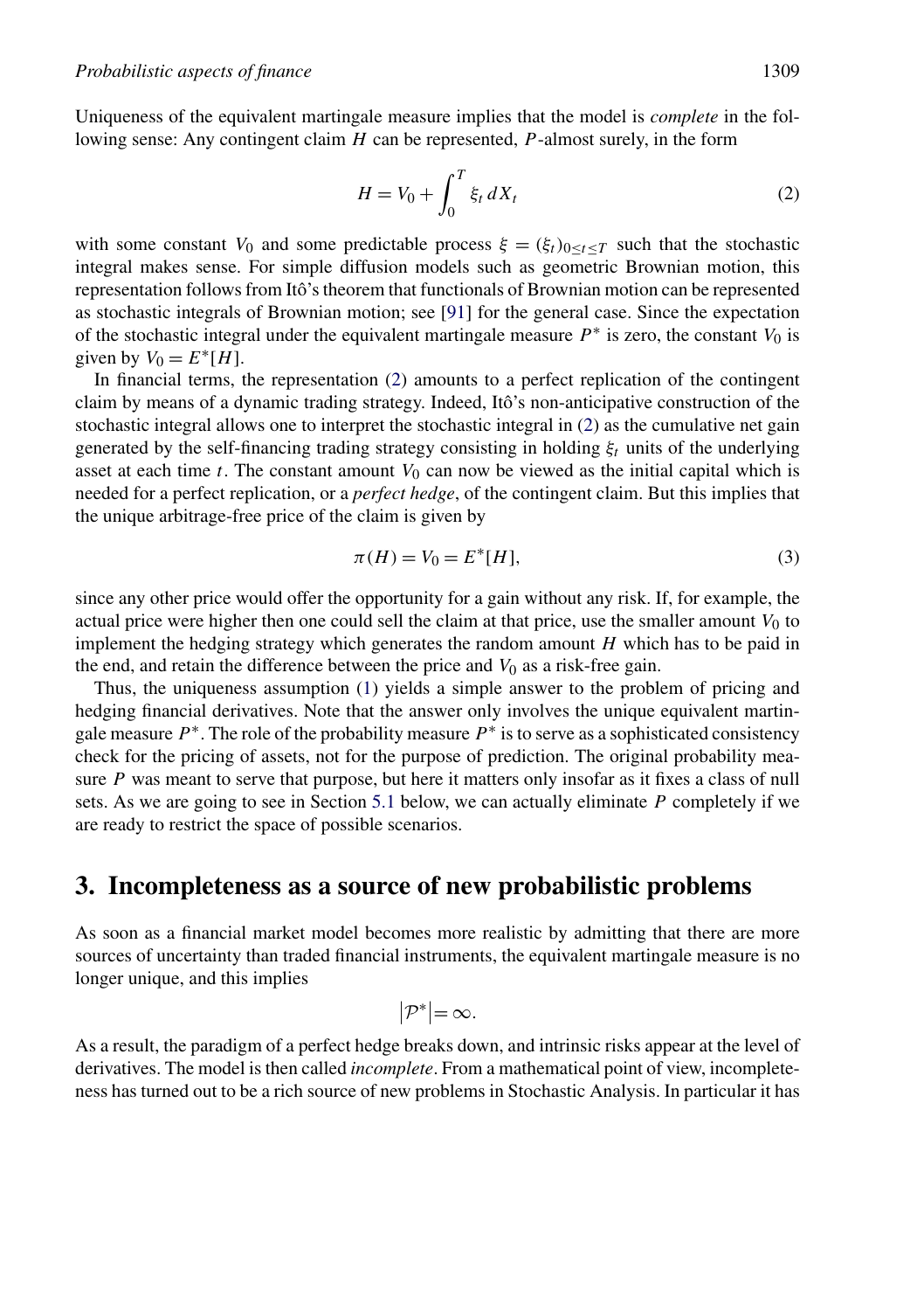Uniqueness of the equivalent martingale measure implies that the model is *complete* in the following sense: Any contingent claim $H$ can be represented, $P$-almost surely, in the form

$$H = V_0 + \int_0^T \xi_t \, dX_t \tag{2}$$

with some constant $V_0$ and some predictable process $\xi = (\xi_t)_{0 \le t \le T}$ such that the stochastic integral makes sense. For simple diffusion models such as geometric Brownian motion, this representation follows from Itô's theorem that functionals of Brownian motion can be represented as stochastic integrals of Brownian motion; see [91] for the general case. Since the expectation of the stochastic integral under the equivalent martingale measure $P^*$ is zero, the constant $V_0$ is given by $V_0 = E^*[H]$.

In financial terms, the representation (2) amounts to a perfect replication of the contingent claim by means of a dynamic trading strategy. Indeed, Itô's non-anticipative construction of the stochastic integral allows one to interpret the stochastic integral in (2) as the cumulative net gain generated by the self-financing trading strategy consisting in holding $\xi_t$ units of the underlying asset at each time $t$. The constant amount $V_0$ can now be viewed as the initial capital which is needed for a perfect replication, or a *perfect hedge*, of the contingent claim. But this implies that the unique arbitrage-free price of the claim is given by

$$\pi(H) = V_0 = E^*[H], \tag{3}$$

since any other price would offer the opportunity for a gain without any risk. If, for example, the actual price were higher then one could sell the claim at that price, use the smaller amount $V_0$ to implement the hedging strategy which generates the random amount $H$ which has to be paid in the end, and retain the difference between the price and $V_0$ as a risk-free gain.

Thus, the uniqueness assumption (1) yields a simple answer to the problem of pricing and hedging financial derivatives. Note that the answer only involves the unique equivalent martingale measure $P^*$. The role of the probability measure $P^*$ is to serve as a sophisticated consistency check for the pricing of assets, not for the purpose of prediction. The original probability measure $P$ was meant to serve that purpose, but here it matters only insofar as it fixes a class of null sets. As we are going to see in Section 5.1 below, we can actually eliminate $P$ completely if we are ready to restrict the space of possible scenarios.

## 3. Incompleteness as a source of new probabilistic problems

As soon as a financial market model becomes more realistic by admitting that there are more sources of uncertainty than traded financial instruments, the equivalent martingale measure is no longer unique, and this implies

$$|\mathcal{P}^*| = \infty.$$

As a result, the paradigm of a perfect hedge breaks down, and intrinsic risks appear at the level of derivatives. The model is then called *incomplete*. From a mathematical point of view, incompleteness has turned out to be a rich source of new problems in Stochastic Analysis. In particular it has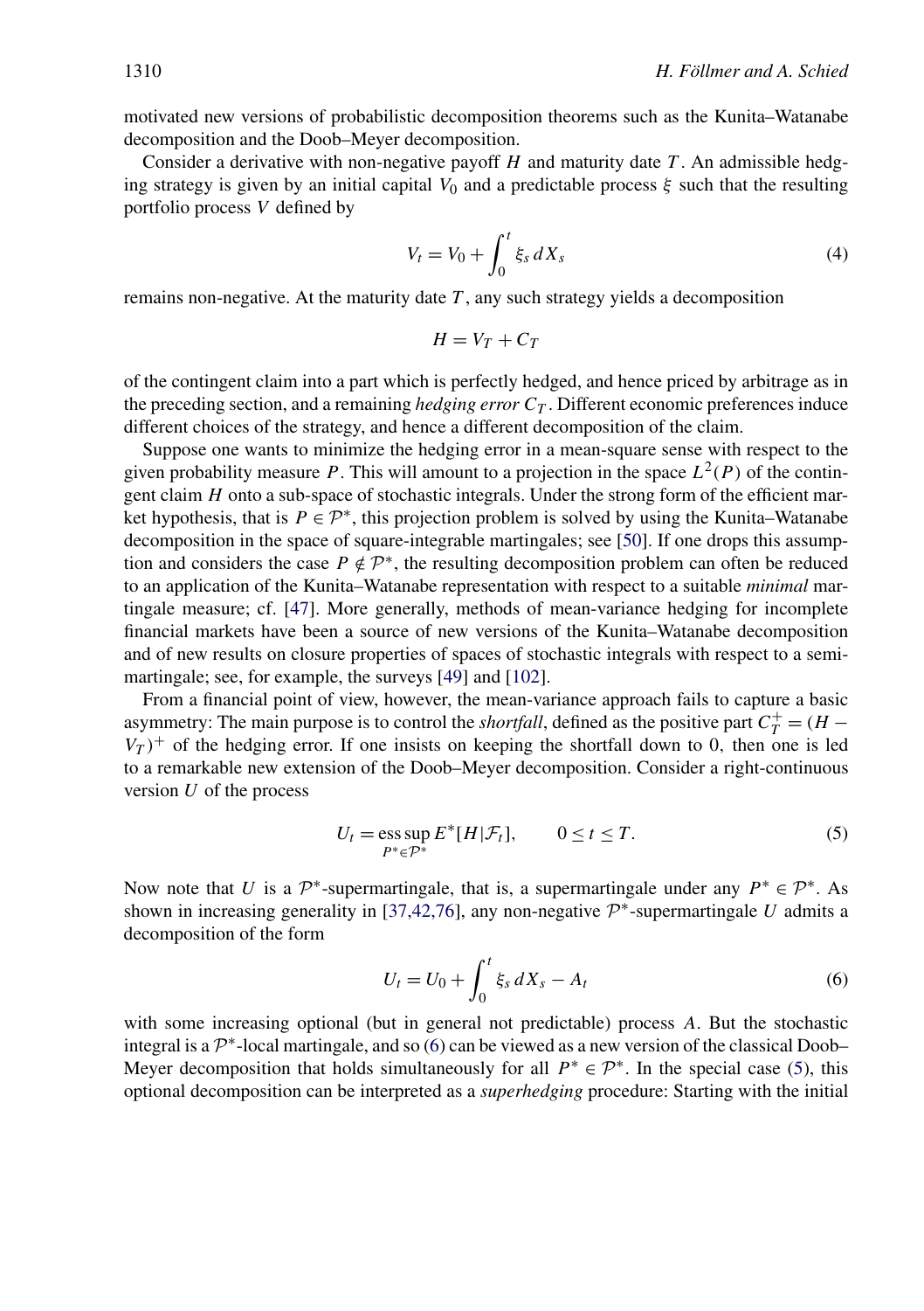motivated new versions of probabilistic decomposition theorems such as the Kunita–Watanabe decomposition and the Doob–Meyer decomposition.

Consider a derivative with non-negative payoff $H$ and maturity date $T$. An admissible hedging strategy is given by an initial capital $V_0$ and a predictable process $\xi$ such that the resulting portfolio process $V$ defined by

$$V_t = V_0 + \int_0^t \xi_s \, dX_s \tag{4}$$

remains non-negative. At the maturity date $T$, any such strategy yields a decomposition

$$H = V_T + C_T$$

of the contingent claim into a part which is perfectly hedged, and hence priced by arbitrage as in the preceding section, and a remaining *hedging error* $C_T$. Different economic preferences induce different choices of the strategy, and hence a different decomposition of the claim.

Suppose one wants to minimize the hedging error in a mean-square sense with respect to the given probability measure $P$. This will amount to a projection in the space $L^2(P)$ of the contingent claim $H$ onto a sub-space of stochastic integrals. Under the strong form of the efficient market hypothesis, that is $P \in \mathcal{P}^*$, this projection problem is solved by using the Kunita–Watanabe decomposition in the space of square-integrable martingales; see [50]. If one drops this assumption and considers the case $P \notin \mathcal{P}^*$, the resulting decomposition problem can often be reduced to an application of the Kunita–Watanabe representation with respect to a suitable *minimal* martingale measure; cf. [47]. More generally, methods of mean-variance hedging for incomplete financial markets have been a source of new versions of the Kunita–Watanabe decomposition and of new results on closure properties of spaces of stochastic integrals with respect to a semimartingale; see, for example, the surveys [49] and [102].

From a financial point of view, however, the mean-variance approach fails to capture a basic asymmetry: The main purpose is to control the *shortfall*, defined as the positive part $C_T^+ = (H - V_T)^+$ of the hedging error. If one insists on keeping the shortfall down to 0, then one is led to a remarkable new extension of the Doob–Meyer decomposition. Consider a right-continuous version $U$ of the process

$$U_t = \operatorname*{ess\,sup}_{P^* \in \mathcal{P}^*} E^*[H \mid \mathcal{F}_t], \qquad 0 \le t \le T. \tag{5}$$

Now note that $U$ is a $\mathcal{P}^*$-supermartingale, that is, a supermartingale under any $P^* \in \mathcal{P}^*$. As shown in increasing generality in [37,42,76], any non-negative $\mathcal{P}^*$-supermartingale $U$ admits a decomposition of the form

$$U_t = U_0 + \int_0^t \xi_s \, dX_s - A_t \tag{6}$$

with some increasing optional (but in general not predictable) process $A$. But the stochastic integral is a $\mathcal{P}^*$-local martingale, and so (6) can be viewed as a new version of the classical Doob–Meyer decomposition that holds simultaneously for all $P^* \in \mathcal{P}^*$. In the special case (5), this optional decomposition can be interpreted as a *superhedging* procedure: Starting with the initial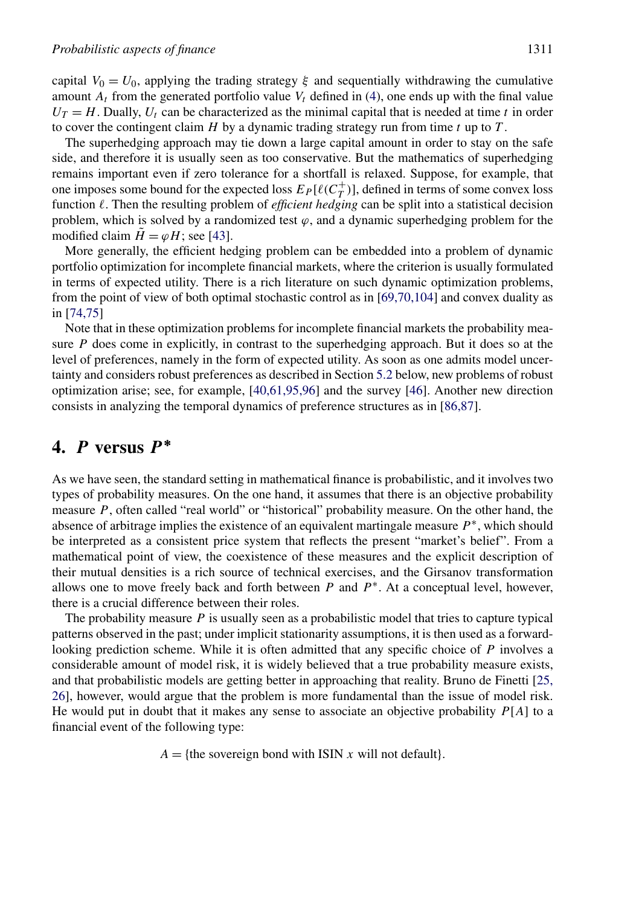capital $V_0 = U_0$, applying the trading strategy $\xi$ and sequentially withdrawing the cumulative amount $A_t$ from the generated portfolio value $V_t$ defined in (4), one ends up with the final value $U_T = H$. Dually, $U_t$ can be characterized as the minimal capital that is needed at time $t$ in order to cover the contingent claim $H$ by a dynamic trading strategy run from time $t$ up to $T$.

The superhedging approach may tie down a large capital amount in order to stay on the safe side, and therefore it is usually seen as too conservative. But the mathematics of superhedging remains important even if zero tolerance for a shortfall is relaxed. Suppose, for example, that one imposes some bound for the expected loss $E_P[\ell(C_T^+)]$, defined in terms of some convex loss function $\ell$. Then the resulting problem of *efficient hedging* can be split into a statistical decision problem, which is solved by a randomized test $\varphi$, and a dynamic superhedging problem for the modified claim $\tilde{H} = \varphi H$; see [43].

More generally, the efficient hedging problem can be embedded into a problem of dynamic portfolio optimization for incomplete financial markets, where the criterion is usually formulated in terms of expected utility. There is a rich literature on such dynamic optimization problems, from the point of view of both optimal stochastic control as in [69,70,104] and convex duality as in [74,75]

Note that in these optimization problems for incomplete financial markets the probability measure $P$ does come in explicitly, in contrast to the superhedging approach. But it does so at the level of preferences, namely in the form of expected utility. As soon as one admits model uncertainty and considers robust preferences as described in Section 5.2 below, new problems of robust optimization arise; see, for example, [40,61,95,96] and the survey [46]. Another new direction consists in analyzing the temporal dynamics of preference structures as in [86,87].

## 4. *P* versus *P**

As we have seen, the standard setting in mathematical finance is probabilistic, and it involves two types of probability measures. On the one hand, it assumes that there is an objective probability measure $P$, often called "real world" or "historical" probability measure. On the other hand, the absence of arbitrage implies the existence of an equivalent martingale measure $P^*$, which should be interpreted as a consistent price system that reflects the present "market's belief". From a mathematical point of view, the coexistence of these measures and the explicit description of their mutual densities is a rich source of technical exercises, and the Girsanov transformation allows one to move freely back and forth between $P$ and $P^*$. At a conceptual level, however, there is a crucial difference between their roles.

The probability measure $P$ is usually seen as a probabilistic model that tries to capture typical patterns observed in the past; under implicit stationarity assumptions, it is then used as a forward-looking prediction scheme. While it is often admitted that any specific choice of $P$ involves a considerable amount of model risk, it is widely believed that a true probability measure exists, and that probabilistic models are getting better in approaching that reality. Bruno de Finetti [25,26], however, would argue that the problem is more fundamental than the issue of model risk. He would put in doubt that it makes any sense to associate an objective probability $P[A]$ to a financial event of the following type:

$$A = \{\text{the sovereign bond with ISIN } x \text{ will not default}\}.$$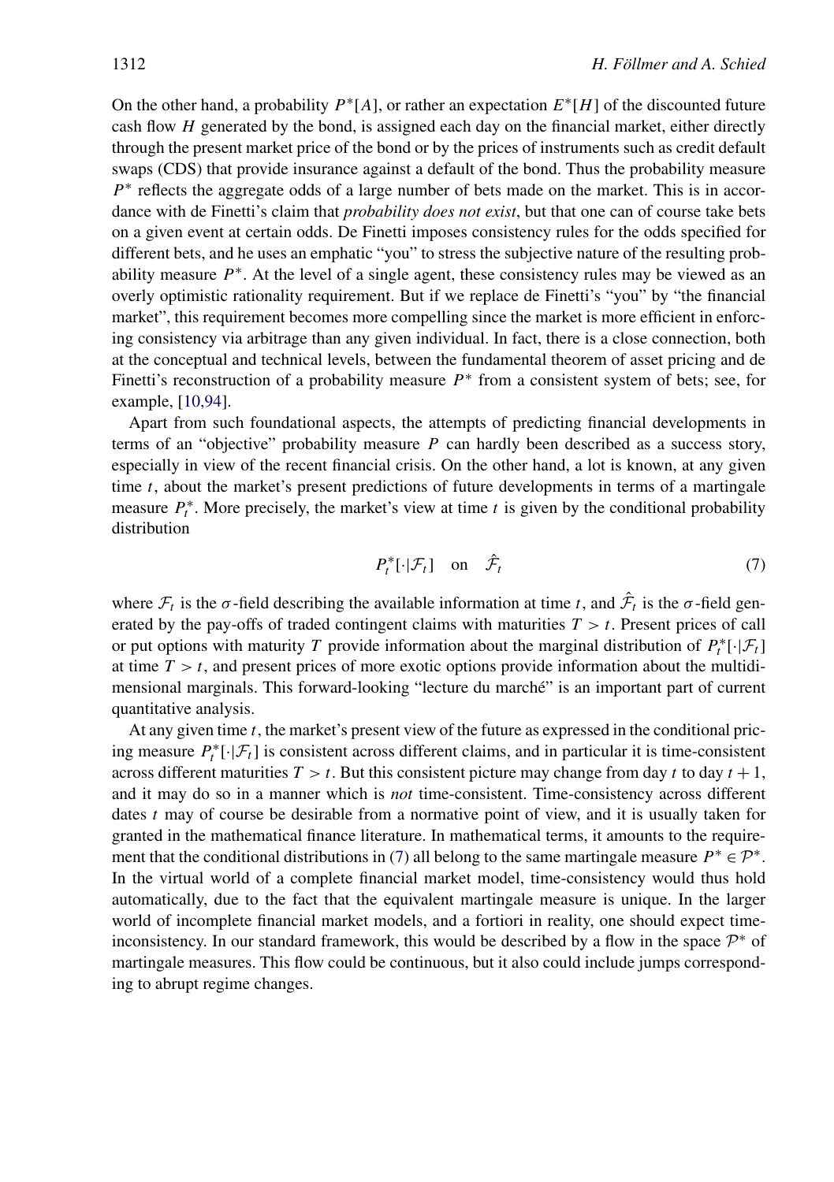On the other hand, a probability $P^*[A]$, or rather an expectation $E^*[H]$ of the discounted future cash flow $H$ generated by the bond, is assigned each day on the financial market, either directly through the present market price of the bond or by the prices of instruments such as credit default swaps (CDS) that provide insurance against a default of the bond. Thus the probability measure $P^*$ reflects the aggregate odds of a large number of bets made on the market. This is in accordance with de Finetti's claim that *probability does not exist*, but that one can of course take bets on a given event at certain odds. De Finetti imposes consistency rules for the odds specified for different bets, and he uses an emphatic "you" to stress the subjective nature of the resulting probability measure $P^*$. At the level of a single agent, these consistency rules may be viewed as an overly optimistic rationality requirement. But if we replace de Finetti's "you" by "the financial market", this requirement becomes more compelling since the market is more efficient in enforcing consistency via arbitrage than any given individual. In fact, there is a close connection, both at the conceptual and technical levels, between the fundamental theorem of asset pricing and de Finetti's reconstruction of a probability measure $P^*$ from a consistent system of bets; see, for example, [10,94].

Apart from such foundational aspects, the attempts of predicting financial developments in terms of an "objective" probability measure $P$ can hardly been described as a success story, especially in view of the recent financial crisis. On the other hand, a lot is known, at any given time $t$, about the market's present predictions of future developments in terms of a martingale measure $P_t^*$. More precisely, the market's view at time $t$ is given by the conditional probability distribution

$$P_t^*[\cdot|\mathcal{F}_t] \quad \text{on} \quad \hat{\mathcal{F}}_t \tag{7}$$

where $\mathcal{F}_t$ is the $\sigma$-field describing the available information at time $t$, and $\hat{\mathcal{F}}_t$ is the $\sigma$-field generated by the pay-offs of traded contingent claims with maturities $T > t$. Present prices of call or put options with maturity $T$ provide information about the marginal distribution of $P_t^*[\cdot|\mathcal{F}_t]$ at time $T > t$, and present prices of more exotic options provide information about the multidimensional marginals. This forward-looking "lecture du marché" is an important part of current quantitative analysis.

At any given time $t$, the market's present view of the future as expressed in the conditional pricing measure $P_t^*[\cdot|\mathcal{F}_t]$ is consistent across different claims, and in particular it is time-consistent across different maturities $T > t$. But this consistent picture may change from day $t$ to day $t+1$, and it may do so in a manner which is *not* time-consistent. Time-consistency across different dates $t$ may of course be desirable from a normative point of view, and it is usually taken for granted in the mathematical finance literature. In mathematical terms, it amounts to the requirement that the conditional distributions in (7) all belong to the same martingale measure $P^* \in \mathcal{P}^*$. In the virtual world of a complete financial market model, time-consistency would thus hold automatically, due to the fact that the equivalent martingale measure is unique. In the larger world of incomplete financial market models, and a fortiori in reality, one should expect time-inconsistency. In our standard framework, this would be described by a flow in the space $\mathcal{P}^*$ of martingale measures. This flow could be continuous, but it also could include jumps corresponding to abrupt regime changes.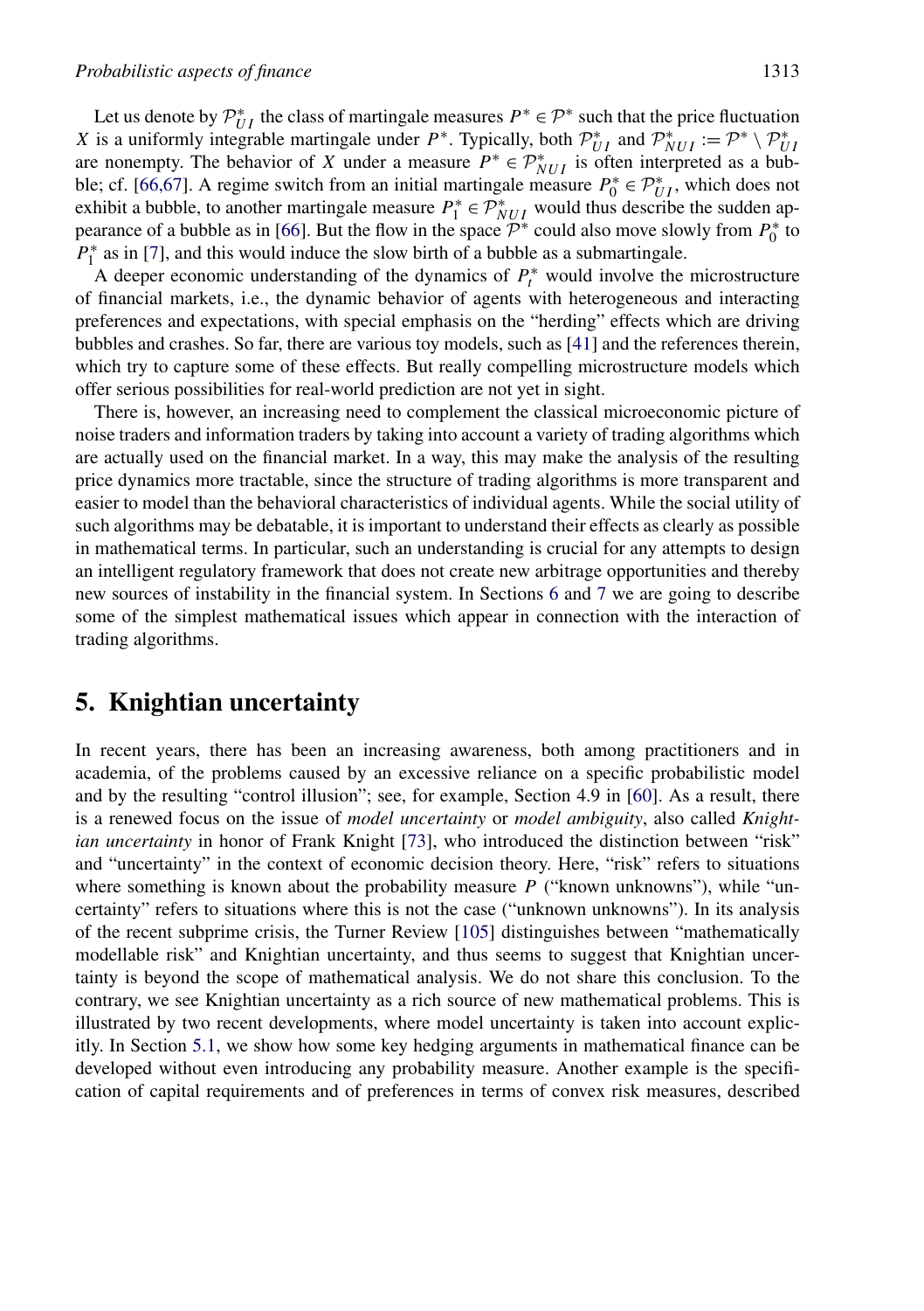Let us denote by $\mathcal{P}^*_{UI}$ the class of martingale measures $P^* \in \mathcal{P}^*$ such that the price fluctuation $X$ is a uniformly integrable martingale under $P^*$. Typically, both $\mathcal{P}^*_{UI}$ and $\mathcal{P}^*_{NUI} := \mathcal{P}^* \setminus \mathcal{P}^*_{UI}$ are nonempty. The behavior of $X$ under a measure $P^* \in \mathcal{P}^*_{NUI}$ is often interpreted as a bubble; cf. [66,67]. A regime switch from an initial martingale measure $P^*_0 \in \mathcal{P}^*_{UI}$, which does not exhibit a bubble, to another martingale measure $P^*_1 \in \mathcal{P}^*_{NUI}$ would thus describe the sudden appearance of a bubble as in [66]. But the flow in the space $\mathcal{P}^*$ could also move slowly from $P^*_0$ to $P^*_1$ as in [7], and this would induce the slow birth of a bubble as a submartingale.

A deeper economic understanding of the dynamics of $P^*_t$ would involve the microstructure of financial markets, i.e., the dynamic behavior of agents with heterogeneous and interacting preferences and expectations, with special emphasis on the "herding" effects which are driving bubbles and crashes. So far, there are various toy models, such as [41] and the references therein, which try to capture some of these effects. But really compelling microstructure models which offer serious possibilities for real-world prediction are not yet in sight.

There is, however, an increasing need to complement the classical microeconomic picture of noise traders and information traders by taking into account a variety of trading algorithms which are actually used on the financial market. In a way, this may make the analysis of the resulting price dynamics more tractable, since the structure of trading algorithms is more transparent and easier to model than the behavioral characteristics of individual agents. While the social utility of such algorithms may be debatable, it is important to understand their effects as clearly as possible in mathematical terms. In particular, such an understanding is crucial for any attempts to design an intelligent regulatory framework that does not create new arbitrage opportunities and thereby new sources of instability in the financial system. In Sections 6 and 7 we are going to describe some of the simplest mathematical issues which appear in connection with the interaction of trading algorithms.

## 5. Knightian uncertainty

In recent years, there has been an increasing awareness, both among practitioners and in academia, of the problems caused by an excessive reliance on a specific probabilistic model and by the resulting "control illusion"; see, for example, Section 4.9 in [60]. As a result, there is a renewed focus on the issue of *model uncertainty* or *model ambiguity*, also called *Knightian uncertainty* in honor of Frank Knight [73], who introduced the distinction between "risk" and "uncertainty" in the context of economic decision theory. Here, "risk" refers to situations where something is known about the probability measure $P$ ("known unknowns"), while "uncertainty" refers to situations where this is not the case ("unknown unknowns"). In its analysis of the recent subprime crisis, the Turner Review [105] distinguishes between "mathematically modellable risk" and Knightian uncertainty, and thus seems to suggest that Knightian uncertainty is beyond the scope of mathematical analysis. We do not share this conclusion. To the contrary, we see Knightian uncertainty as a rich source of new mathematical problems. This is illustrated by two recent developments, where model uncertainty is taken into account explicitly. In Section 5.1, we show how some key hedging arguments in mathematical finance can be developed without even introducing any probability measure. Another example is the specification of capital requirements and of preferences in terms of convex risk measures, described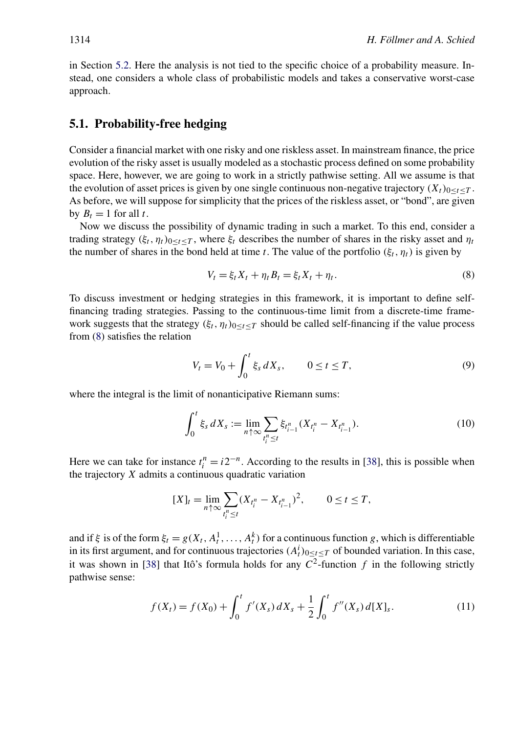in Section 5.2. Here the analysis is not tied to the specific choice of a probability measure. Instead, one considers a whole class of probabilistic models and takes a conservative worst-case approach.

## 5.1. Probability-free hedging

Consider a financial market with one risky and one riskless asset. In mainstream finance, the price evolution of the risky asset is usually modeled as a stochastic process defined on some probability space. Here, however, we are going to work in a strictly pathwise setting. All we assume is that the evolution of asset prices is given by one single continuous non-negative trajectory $(X_t)_{0\le t\le T}$. As before, we will suppose for simplicity that the prices of the riskless asset, or "bond", are given by $B_t = 1$ for all $t$.

Now we discuss the possibility of dynamic trading in such a market. To this end, consider a trading strategy $(\xi_t, \eta_t)_{0\le t\le T}$, where $\xi_t$ describes the number of shares in the risky asset and $\eta_t$ the number of shares in the bond held at time $t$. The value of the portfolio $(\xi_t, \eta_t)$ is given by

$$V_t = \xi_t X_t + \eta_t B_t = \xi_t X_t + \eta_t. \tag{8}$$

To discuss investment or hedging strategies in this framework, it is important to define self-financing trading strategies. Passing to the continuous-time limit from a discrete-time framework suggests that the strategy $(\xi_t, \eta_t)_{0\le t\le T}$ should be called self-financing if the value process from (8) satisfies the relation

$$V_t = V_0 + \int_0^t \xi_s \, dX_s, \qquad 0 \le t \le T, \tag{9}$$

where the integral is the limit of nonanticipative Riemann sums:

$$\int_0^t \xi_s \, dX_s := \lim_{n\uparrow\infty} \sum_{t_i^n \le t} \xi_{t_{i-1}^n}(X_{t_i^n} - X_{t_{i-1}^n}). \tag{10}$$

Here we can take for instance $t_i^n = i2^{-n}$. According to the results in [38], this is possible when the trajectory $X$ admits a continuous quadratic variation

$$[X]_t = \lim_{n\uparrow\infty} \sum_{t_i^n \le t} (X_{t_i^n} - X_{t_{i-1}^n})^2, \qquad 0 \le t \le T,$$

and if $\xi$ is of the form $\xi_t = g(X_t, A_t^1, \dots, A_t^k)$ for a continuous function $g$, which is differentiable in its first argument, and for continuous trajectories $(A_t^i)_{0\le t\le T}$ of bounded variation. In this case, it was shown in [38] that Itô's formula holds for any $C^2$-function $f$ in the following strictly pathwise sense:

$$f(X_t) = f(X_0) + \int_0^t f'(X_s)\, dX_s + \frac{1}{2}\int_0^t f''(X_s)\, d[X]_s. \tag{11}$$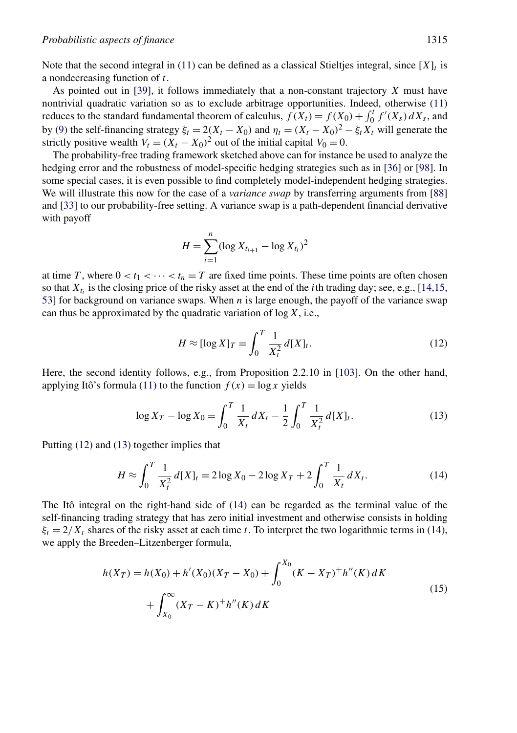Note that the second integral in (11) can be defined as a classical Stieltjes integral, since $[X]_t$ is a nondecreasing function of $t$.

As pointed out in [39], it follows immediately that a non-constant trajectory $X$ must have nontrivial quadratic variation so as to exclude arbitrage opportunities. Indeed, otherwise (11) reduces to the standard fundamental theorem of calculus, $f(X_t) = f(X_0) + \int_0^t f'(X_s)\,dX_s$, and by (9) the self-financing strategy $\xi_t = 2(X_t - X_0)$ and $\eta_t = (X_t - X_0)^2 - \xi_t X_t$ will generate the strictly positive wealth $V_t = (X_t - X_0)^2$ out of the initial capital $V_0 = 0$.

The probability-free trading framework sketched above can for instance be used to analyze the hedging error and the robustness of model-specific hedging strategies such as in [36] or [98]. In some special cases, it is even possible to find completely model-independent hedging strategies. We will illustrate this now for the case of a *variance swap* by transferring arguments from [88] and [33] to our probability-free setting. A variance swap is a path-dependent financial derivative with payoff

$$H = \sum_{i=1}^{n} (\log X_{t_{i+1}} - \log X_{t_i})^2$$

at time $T$, where $0 < t_1 < \cdots < t_n = T$ are fixed time points. These time points are often chosen so that $X_{t_i}$ is the closing price of the risky asset at the end of the $i$th trading day; see, e.g., [14,15,53] for background on variance swaps. When $n$ is large enough, the payoff of the variance swap can thus be approximated by the quadratic variation of $\log X$, i.e.,

$$H \approx [\log X]_T = \int_0^T \frac{1}{X_t^2}\,d[X]_t. \tag{12}$$

Here, the second identity follows, e.g., from Proposition 2.2.10 in [103]. On the other hand, applying Itô's formula (11) to the function $f(x) = \log x$ yields

$$\log X_T - \log X_0 = \int_0^T \frac{1}{X_t}\,dX_t - \frac{1}{2}\int_0^T \frac{1}{X_t^2}\,d[X]_t. \tag{13}$$

Putting (12) and (13) together implies that

$$H \approx \int_0^T \frac{1}{X_t^2}\,d[X]_t = 2\log X_0 - 2\log X_T + 2\int_0^T \frac{1}{X_t}\,dX_t. \tag{14}$$

The Itô integral on the right-hand side of (14) can be regarded as the terminal value of the self-financing trading strategy that has zero initial investment and otherwise consists in holding $\xi_t = 2/X_t$ shares of the risky asset at each time $t$. To interpret the two logarithmic terms in (14), we apply the Breeden–Litzenberger formula,

$$\begin{aligned} h(X_T) = h(X_0) + h'(X_0)(X_T - X_0) + \int_0^{X_0} (K - X_T)^+ h''(K)\,dK \\ + \int_{X_0}^{\infty} (X_T - K)^+ h''(K)\,dK \end{aligned} \tag{15}$$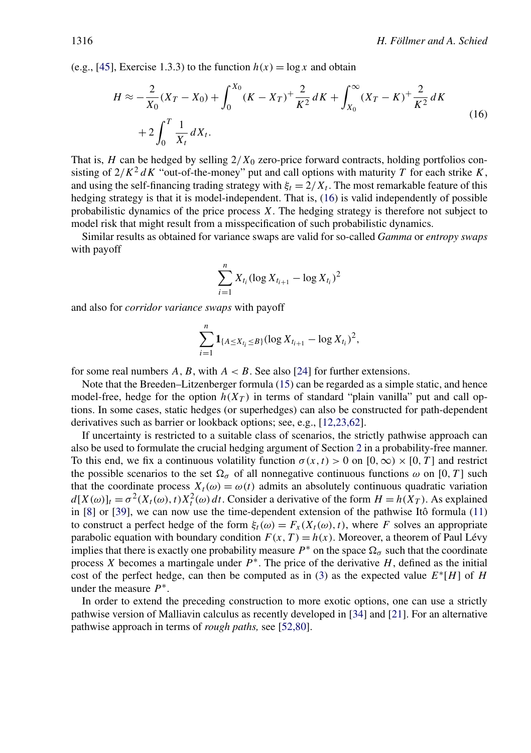(e.g., [45], Exercise 1.3.3) to the function $h(x) = \log x$ and obtain

$$H \approx -\frac{2}{X_0}(X_T - X_0) + \int_0^{X_0} (K - X_T)^+ \frac{2}{K^2}\, dK + \int_{X_0}^{\infty} (X_T - K)^+ \frac{2}{K^2}\, dK + 2\int_0^T \frac{1}{X_t}\, dX_t. \tag{16}$$

That is, $H$ can be hedged by selling $2/X_0$ zero-price forward contracts, holding portfolios consisting of $2/K^2\, dK$ "out-of-the-money" put and call options with maturity $T$ for each strike $K$, and using the self-financing trading strategy with $\xi_t = 2/X_t$. The most remarkable feature of this hedging strategy is that it is model-independent. That is, (16) is valid independently of possible probabilistic dynamics of the price process $X$. The hedging strategy is therefore not subject to model risk that might result from a misspecification of such probabilistic dynamics.

Similar results as obtained for variance swaps are valid for so-called *Gamma* or *entropy swaps* with payoff

$$\sum_{i=1}^{n} X_{t_i} (\log X_{t_{i+1}} - \log X_{t_i})^2$$

and also for *corridor variance swaps* with payoff

$$\sum_{i=1}^{n} \mathbf{1}_{\{A \le X_{t_i} \le B\}} (\log X_{t_{i+1}} - \log X_{t_i})^2,$$

for some real numbers $A$, $B$, with $A < B$. See also [24] for further extensions.

Note that the Breeden–Litzenberger formula (15) can be regarded as a simple static, and hence model-free, hedge for the option $h(X_T)$ in terms of standard "plain vanilla" put and call options. In some cases, static hedges (or superhedges) can also be constructed for path-dependent derivatives such as barrier or lookback options; see, e.g., [12,23,62].

If uncertainty is restricted to a suitable class of scenarios, the strictly pathwise approach can also be used to formulate the crucial hedging argument of Section 2 in a probability-free manner. To this end, we fix a continuous volatility function $\sigma(x,t) > 0$ on $[0,\infty) \times [0,T]$ and restrict the possible scenarios to the set $\Omega_\sigma$ of all nonnegative continuous functions $\omega$ on $[0,T]$ such that the coordinate process $X_t(\omega) = \omega(t)$ admits an absolutely continuous quadratic variation $d[X(\omega)]_t = \sigma^2(X_t(\omega), t) X_t^2(\omega)\, dt$. Consider a derivative of the form $H = h(X_T)$. As explained in [8] or [39], we can now use the time-dependent extension of the pathwise Itô formula (11) to construct a perfect hedge of the form $\xi_t(\omega) = F_x(X_t(\omega), t)$, where $F$ solves an appropriate parabolic equation with boundary condition $F(x,T) = h(x)$. Moreover, a theorem of Paul Lévy implies that there is exactly one probability measure $P^*$ on the space $\Omega_\sigma$ such that the coordinate process $X$ becomes a martingale under $P^*$. The price of the derivative $H$, defined as the initial cost of the perfect hedge, can then be computed as in (3) as the expected value $E^*[H]$ of $H$ under the measure $P^*$.

In order to extend the preceding construction to more exotic options, one can use a strictly pathwise version of Malliavin calculus as recently developed in [34] and [21]. For an alternative pathwise approach in terms of *rough paths,* see [52,80].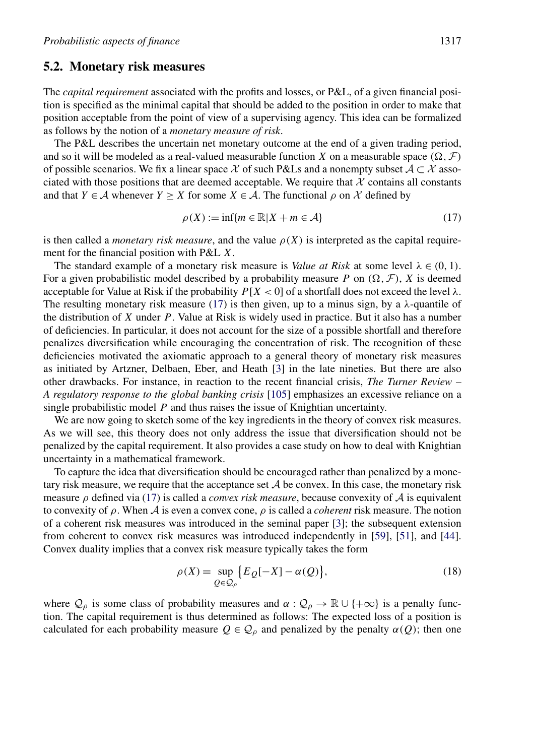## 5.2. Monetary risk measures

The *capital requirement* associated with the profits and losses, or P&L, of a given financial position is specified as the minimal capital that should be added to the position in order to make that position acceptable from the point of view of a supervising agency. This idea can be formalized as follows by the notion of a *monetary measure of risk*.

The P&L describes the uncertain net monetary outcome at the end of a given trading period, and so it will be modeled as a real-valued measurable function $X$ on a measurable space $(\Omega, \mathcal{F})$ of possible scenarios. We fix a linear space $\mathcal{X}$ of such P&Ls and a nonempty subset $\mathcal{A} \subset \mathcal{X}$ associated with those positions that are deemed acceptable. We require that $\mathcal{X}$ contains all constants and that $Y \in \mathcal{A}$ whenever $Y \geq X$ for some $X \in \mathcal{A}$. The functional $\rho$ on $\mathcal{X}$ defined by

$$\rho(X) := \inf\{m \in \mathbb{R} | X + m \in \mathcal{A}\} \tag{17}$$

is then called a *monetary risk measure*, and the value $\rho(X)$ is interpreted as the capital requirement for the financial position with P&L $X$.

The standard example of a monetary risk measure is *Value at Risk* at some level $\lambda \in (0, 1)$. For a given probabilistic model described by a probability measure $P$ on $(\Omega, \mathcal{F})$, $X$ is deemed acceptable for Value at Risk if the probability $P[X < 0]$ of a shortfall does not exceed the level $\lambda$. The resulting monetary risk measure (17) is then given, up to a minus sign, by a $\lambda$-quantile of the distribution of $X$ under $P$. Value at Risk is widely used in practice. But it also has a number of deficiencies. In particular, it does not account for the size of a possible shortfall and therefore penalizes diversification while encouraging the concentration of risk. The recognition of these deficiencies motivated the axiomatic approach to a general theory of monetary risk measures as initiated by Artzner, Delbaen, Eber, and Heath [3] in the late nineties. But there are also other drawbacks. For instance, in reaction to the recent financial crisis, *The Turner Review – A regulatory response to the global banking crisis* [105] emphasizes an excessive reliance on a single probabilistic model $P$ and thus raises the issue of Knightian uncertainty.

We are now going to sketch some of the key ingredients in the theory of convex risk measures. As we will see, this theory does not only address the issue that diversification should not be penalized by the capital requirement. It also provides a case study on how to deal with Knightian uncertainty in a mathematical framework.

To capture the idea that diversification should be encouraged rather than penalized by a monetary risk measure, we require that the acceptance set $\mathcal{A}$ be convex. In this case, the monetary risk measure $\rho$ defined via (17) is called a *convex risk measure*, because convexity of $\mathcal{A}$ is equivalent to convexity of $\rho$. When $\mathcal{A}$ is even a convex cone, $\rho$ is called a *coherent* risk measure. The notion of a coherent risk measures was introduced in the seminal paper [3]; the subsequent extension from coherent to convex risk measures was introduced independently in [59], [51], and [44]. Convex duality implies that a convex risk measure typically takes the form

$$\rho(X) = \sup_{Q \in \mathcal{Q}_\rho} \{E_Q[-X] - \alpha(Q)\}, \tag{18}$$

where $\mathcal{Q}_\rho$ is some class of probability measures and $\alpha : \mathcal{Q}_\rho \to \mathbb{R} \cup \{+\infty\}$ is a penalty function. The capital requirement is thus determined as follows: The expected loss of a position is calculated for each probability measure $Q \in \mathcal{Q}_\rho$ and penalized by the penalty $\alpha(Q)$; then one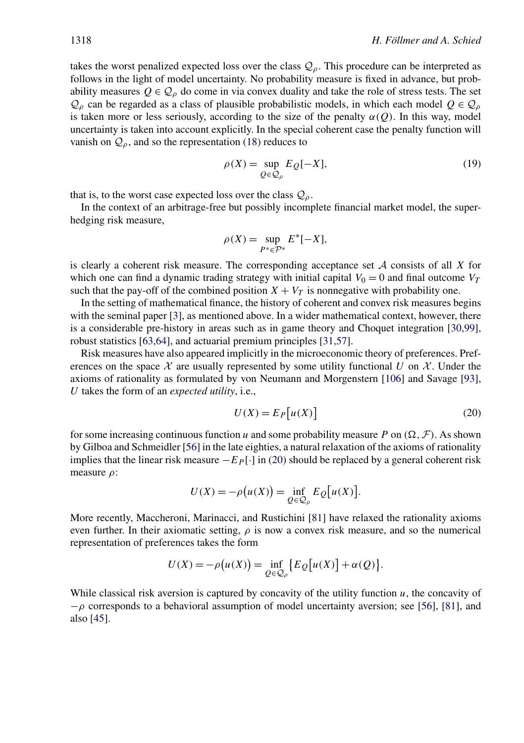takes the worst penalized expected loss over the class $\mathcal{Q}_\rho$. This procedure can be interpreted as follows in the light of model uncertainty. No probability measure is fixed in advance, but probability measures $Q \in \mathcal{Q}_\rho$ do come in via convex duality and take the role of stress tests. The set $\mathcal{Q}_\rho$ can be regarded as a class of plausible probabilistic models, in which each model $Q \in \mathcal{Q}_\rho$ is taken more or less seriously, according to the size of the penalty $\alpha(Q)$. In this way, model uncertainty is taken into account explicitly. In the special coherent case the penalty function will vanish on $\mathcal{Q}_\rho$, and so the representation (18) reduces to

$$\rho(X) = \sup_{Q \in \mathcal{Q}_\rho} E_Q[-X], \tag{19}$$

that is, to the worst case expected loss over the class $\mathcal{Q}_\rho$.

In the context of an arbitrage-free but possibly incomplete financial market model, the superhedging risk measure,

$$\rho(X) = \sup_{P^* \in \mathcal{P}^*} E^*[-X],$$

is clearly a coherent risk measure. The corresponding acceptance set $\mathcal{A}$ consists of all $X$ for which one can find a dynamic trading strategy with initial capital $V_0 = 0$ and final outcome $V_T$ such that the pay-off of the combined position $X + V_T$ is nonnegative with probability one.

In the setting of mathematical finance, the history of coherent and convex risk measures begins with the seminal paper [3], as mentioned above. In a wider mathematical context, however, there is a considerable pre-history in areas such as in game theory and Choquet integration [30,99], robust statistics [63,64], and actuarial premium principles [31,57].

Risk measures have also appeared implicitly in the microeconomic theory of preferences. Preferences on the space $\mathcal{X}$ are usually represented by some utility functional $U$ on $\mathcal{X}$. Under the axioms of rationality as formulated by von Neumann and Morgenstern [106] and Savage [93], $U$ takes the form of an *expected utility*, i.e.,

$$U(X) = E_P\big[u(X)\big] \tag{20}$$

for some increasing continuous function $u$ and some probability measure $P$ on $(\Omega, \mathcal{F})$. As shown by Gilboa and Schmeidler [56] in the late eighties, a natural relaxation of the axioms of rationality implies that the linear risk measure $-E_P[\cdot]$ in (20) should be replaced by a general coherent risk measure $\rho$:

$$U(X) = -\rho\big(u(X)\big) = \inf_{Q \in \mathcal{Q}_\rho} E_Q\big[u(X)\big].$$

More recently, Maccheroni, Marinacci, and Rustichini [81] have relaxed the rationality axioms even further. In their axiomatic setting, $\rho$ is now a convex risk measure, and so the numerical representation of preferences takes the form

$$U(X) = -\rho\big(u(X)\big) = \inf_{Q \in \mathcal{Q}_\rho} \big\{E_Q\big[u(X)\big] + \alpha(Q)\big\}.$$

While classical risk aversion is captured by concavity of the utility function $u$, the concavity of $-\rho$ corresponds to a behavioral assumption of model uncertainty aversion; see [56], [81], and also [45].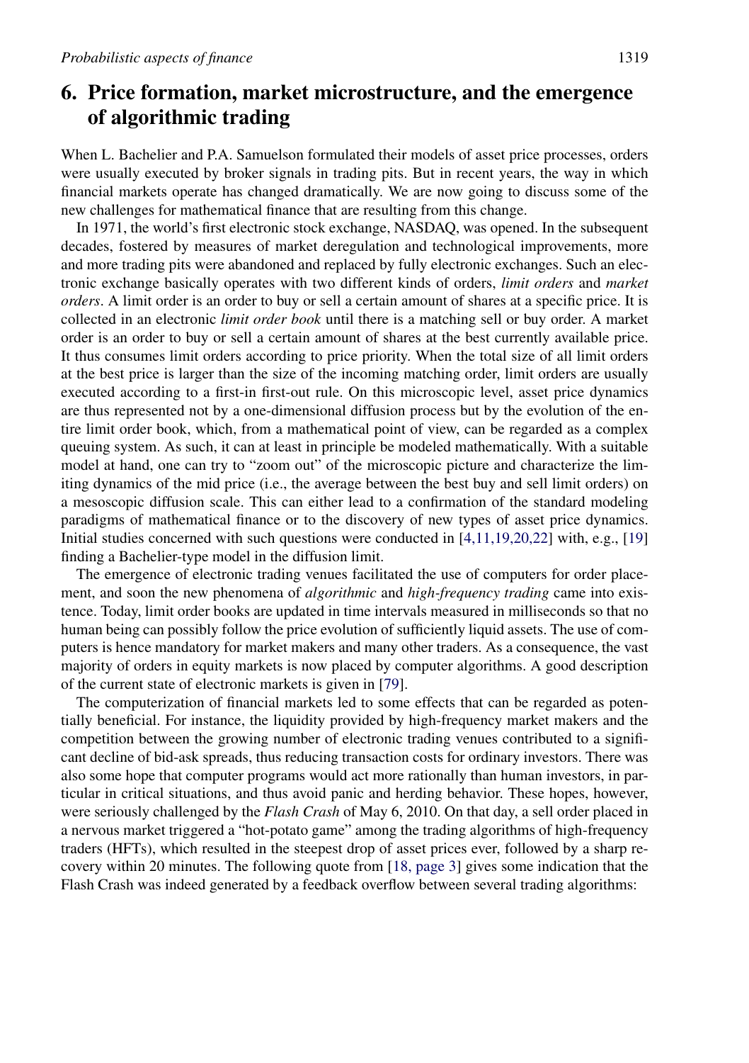## 6. Price formation, market microstructure, and the emergence of algorithmic trading

When L. Bachelier and P.A. Samuelson formulated their models of asset price processes, orders were usually executed by broker signals in trading pits. But in recent years, the way in which financial markets operate has changed dramatically. We are now going to discuss some of the new challenges for mathematical finance that are resulting from this change.

In 1971, the world's first electronic stock exchange, NASDAQ, was opened. In the subsequent decades, fostered by measures of market deregulation and technological improvements, more and more trading pits were abandoned and replaced by fully electronic exchanges. Such an electronic exchange basically operates with two different kinds of orders, *limit orders* and *market orders*. A limit order is an order to buy or sell a certain amount of shares at a specific price. It is collected in an electronic *limit order book* until there is a matching sell or buy order. A market order is an order to buy or sell a certain amount of shares at the best currently available price. It thus consumes limit orders according to price priority. When the total size of all limit orders at the best price is larger than the size of the incoming matching order, limit orders are usually executed according to a first-in first-out rule. On this microscopic level, asset price dynamics are thus represented not by a one-dimensional diffusion process but by the evolution of the entire limit order book, which, from a mathematical point of view, can be regarded as a complex queuing system. As such, it can at least in principle be modeled mathematically. With a suitable model at hand, one can try to "zoom out" of the microscopic picture and characterize the limiting dynamics of the mid price (i.e., the average between the best buy and sell limit orders) on a mesoscopic diffusion scale. This can either lead to a confirmation of the standard modeling paradigms of mathematical finance or to the discovery of new types of asset price dynamics. Initial studies concerned with such questions were conducted in [4,11,19,20,22] with, e.g., [19] finding a Bachelier-type model in the diffusion limit.

The emergence of electronic trading venues facilitated the use of computers for order placement, and soon the new phenomena of *algorithmic* and *high-frequency trading* came into existence. Today, limit order books are updated in time intervals measured in milliseconds so that no human being can possibly follow the price evolution of sufficiently liquid assets. The use of computers is hence mandatory for market makers and many other traders. As a consequence, the vast majority of orders in equity markets is now placed by computer algorithms. A good description of the current state of electronic markets is given in [79].

The computerization of financial markets led to some effects that can be regarded as potentially beneficial. For instance, the liquidity provided by high-frequency market makers and the competition between the growing number of electronic trading venues contributed to a significant decline of bid-ask spreads, thus reducing transaction costs for ordinary investors. There was also some hope that computer programs would act more rationally than human investors, in particular in critical situations, and thus avoid panic and herding behavior. These hopes, however, were seriously challenged by the *Flash Crash* of May 6, 2010. On that day, a sell order placed in a nervous market triggered a "hot-potato game" among the trading algorithms of high-frequency traders (HFTs), which resulted in the steepest drop of asset prices ever, followed by a sharp recovery within 20 minutes. The following quote from [18, page 3] gives some indication that the Flash Crash was indeed generated by a feedback overflow between several trading algorithms: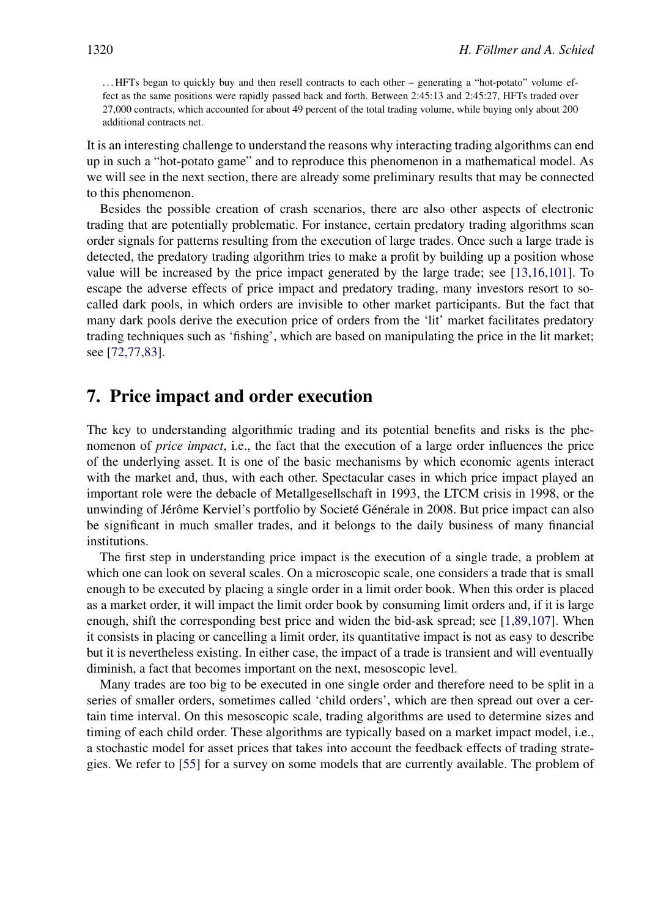…HFTs began to quickly buy and then resell contracts to each other – generating a "hot-potato" volume effect as the same positions were rapidly passed back and forth. Between 2:45:13 and 2:45:27, HFTs traded over 27,000 contracts, which accounted for about 49 percent of the total trading volume, while buying only about 200 additional contracts net.

It is an interesting challenge to understand the reasons why interacting trading algorithms can end up in such a "hot-potato game" and to reproduce this phenomenon in a mathematical model. As we will see in the next section, there are already some preliminary results that may be connected to this phenomenon.

Besides the possible creation of crash scenarios, there are also other aspects of electronic trading that are potentially problematic. For instance, certain predatory trading algorithms scan order signals for patterns resulting from the execution of large trades. Once such a large trade is detected, the predatory trading algorithm tries to make a profit by building up a position whose value will be increased by the price impact generated by the large trade; see [13,16,101]. To escape the adverse effects of price impact and predatory trading, many investors resort to so-called dark pools, in which orders are invisible to other market participants. But the fact that many dark pools derive the execution price of orders from the 'lit' market facilitates predatory trading techniques such as 'fishing', which are based on manipulating the price in the lit market; see [72,77,83].

## 7. Price impact and order execution

The key to understanding algorithmic trading and its potential benefits and risks is the phenomenon of *price impact*, i.e., the fact that the execution of a large order influences the price of the underlying asset. It is one of the basic mechanisms by which economic agents interact with the market and, thus, with each other. Spectacular cases in which price impact played an important role were the debacle of Metallgesellschaft in 1993, the LTCM crisis in 1998, or the unwinding of Jérôme Kerviel's portfolio by Societé Générale in 2008. But price impact can also be significant in much smaller trades, and it belongs to the daily business of many financial institutions.

The first step in understanding price impact is the execution of a single trade, a problem at which one can look on several scales. On a microscopic scale, one considers a trade that is small enough to be executed by placing a single order in a limit order book. When this order is placed as a market order, it will impact the limit order book by consuming limit orders and, if it is large enough, shift the corresponding best price and widen the bid-ask spread; see [1,89,107]. When it consists in placing or cancelling a limit order, its quantitative impact is not as easy to describe but it is nevertheless existing. In either case, the impact of a trade is transient and will eventually diminish, a fact that becomes important on the next, mesoscopic level.

Many trades are too big to be executed in one single order and therefore need to be split in a series of smaller orders, sometimes called 'child orders', which are then spread out over a certain time interval. On this mesoscopic scale, trading algorithms are used to determine sizes and timing of each child order. These algorithms are typically based on a market impact model, i.e., a stochastic model for asset prices that takes into account the feedback effects of trading strategies. We refer to [55] for a survey on some models that are currently available. The problem of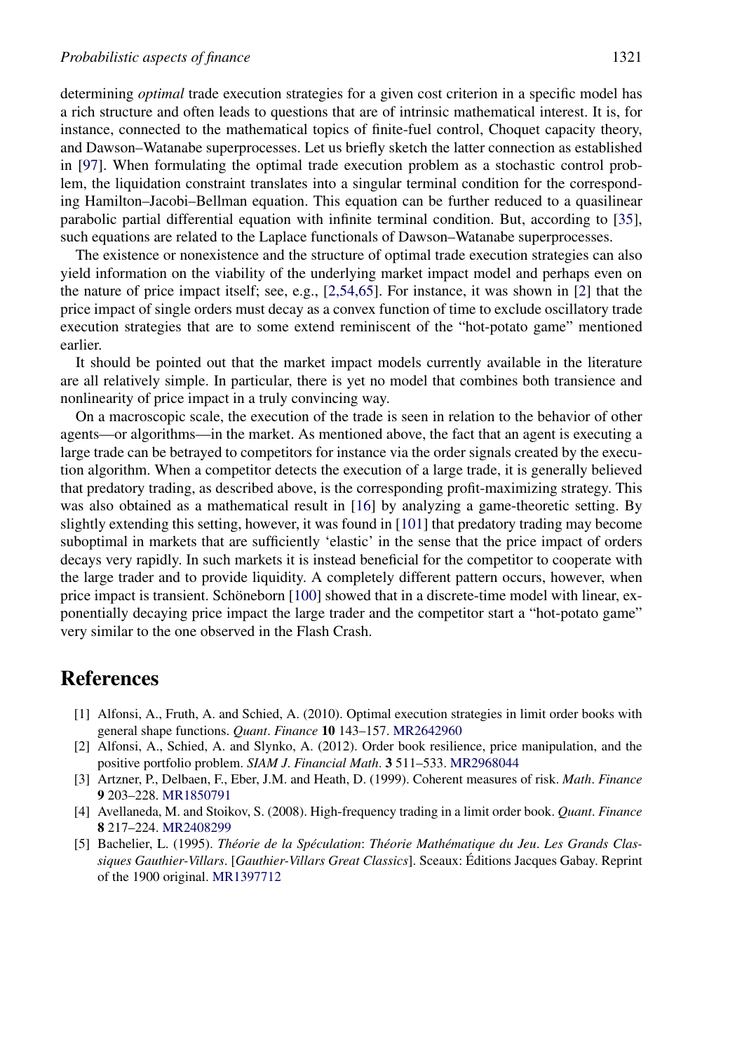determining *optimal* trade execution strategies for a given cost criterion in a specific model has a rich structure and often leads to questions that are of intrinsic mathematical interest. It is, for instance, connected to the mathematical topics of finite-fuel control, Choquet capacity theory, and Dawson–Watanabe superprocesses. Let us briefly sketch the latter connection as established in [97]. When formulating the optimal trade execution problem as a stochastic control problem, the liquidation constraint translates into a singular terminal condition for the corresponding Hamilton–Jacobi–Bellman equation. This equation can be further reduced to a quasilinear parabolic partial differential equation with infinite terminal condition. But, according to [35], such equations are related to the Laplace functionals of Dawson–Watanabe superprocesses.

The existence or nonexistence and the structure of optimal trade execution strategies can also yield information on the viability of the underlying market impact model and perhaps even on the nature of price impact itself; see, e.g., [2,54,65]. For instance, it was shown in [2] that the price impact of single orders must decay as a convex function of time to exclude oscillatory trade execution strategies that are to some extend reminiscent of the "hot-potato game" mentioned earlier.

It should be pointed out that the market impact models currently available in the literature are all relatively simple. In particular, there is yet no model that combines both transience and nonlinearity of price impact in a truly convincing way.

On a macroscopic scale, the execution of the trade is seen in relation to the behavior of other agents—or algorithms—in the market. As mentioned above, the fact that an agent is executing a large trade can be betrayed to competitors for instance via the order signals created by the execution algorithm. When a competitor detects the execution of a large trade, it is generally believed that predatory trading, as described above, is the corresponding profit-maximizing strategy. This was also obtained as a mathematical result in [16] by analyzing a game-theoretic setting. By slightly extending this setting, however, it was found in [101] that predatory trading may become suboptimal in markets that are sufficiently 'elastic' in the sense that the price impact of orders decays very rapidly. In such markets it is instead beneficial for the competitor to cooperate with the large trader and to provide liquidity. A completely different pattern occurs, however, when price impact is transient. Schöneborn [100] showed that in a discrete-time model with linear, exponentially decaying price impact the large trader and the competitor start a "hot-potato game" very similar to the one observed in the Flash Crash.

## References

[1] Alfonsi, A., Fruth, A. and Schied, A. (2010). Optimal execution strategies in limit order books with general shape functions. *Quant. Finance* **10** 143–157. MR2642960

[2] Alfonsi, A., Schied, A. and Slynko, A. (2012). Order book resilience, price manipulation, and the positive portfolio problem. *SIAM J. Financial Math.* **3** 511–533. MR2968044

[3] Artzner, P., Delbaen, F., Eber, J.M. and Heath, D. (1999). Coherent measures of risk. *Math. Finance* **9** 203–228. MR1850791

[4] Avellaneda, M. and Stoikov, S. (2008). High-frequency trading in a limit order book. *Quant. Finance* **8** 217–224. MR2408299

[5] Bachelier, L. (1995). *Théorie de la Spéculation*: *Théorie Mathématique du Jeu*. *Les Grands Classiques Gauthier-Villars*. [*Gauthier-Villars Great Classics*]. Sceaux: Éditions Jacques Gabay. Reprint of the 1900 original. MR1397712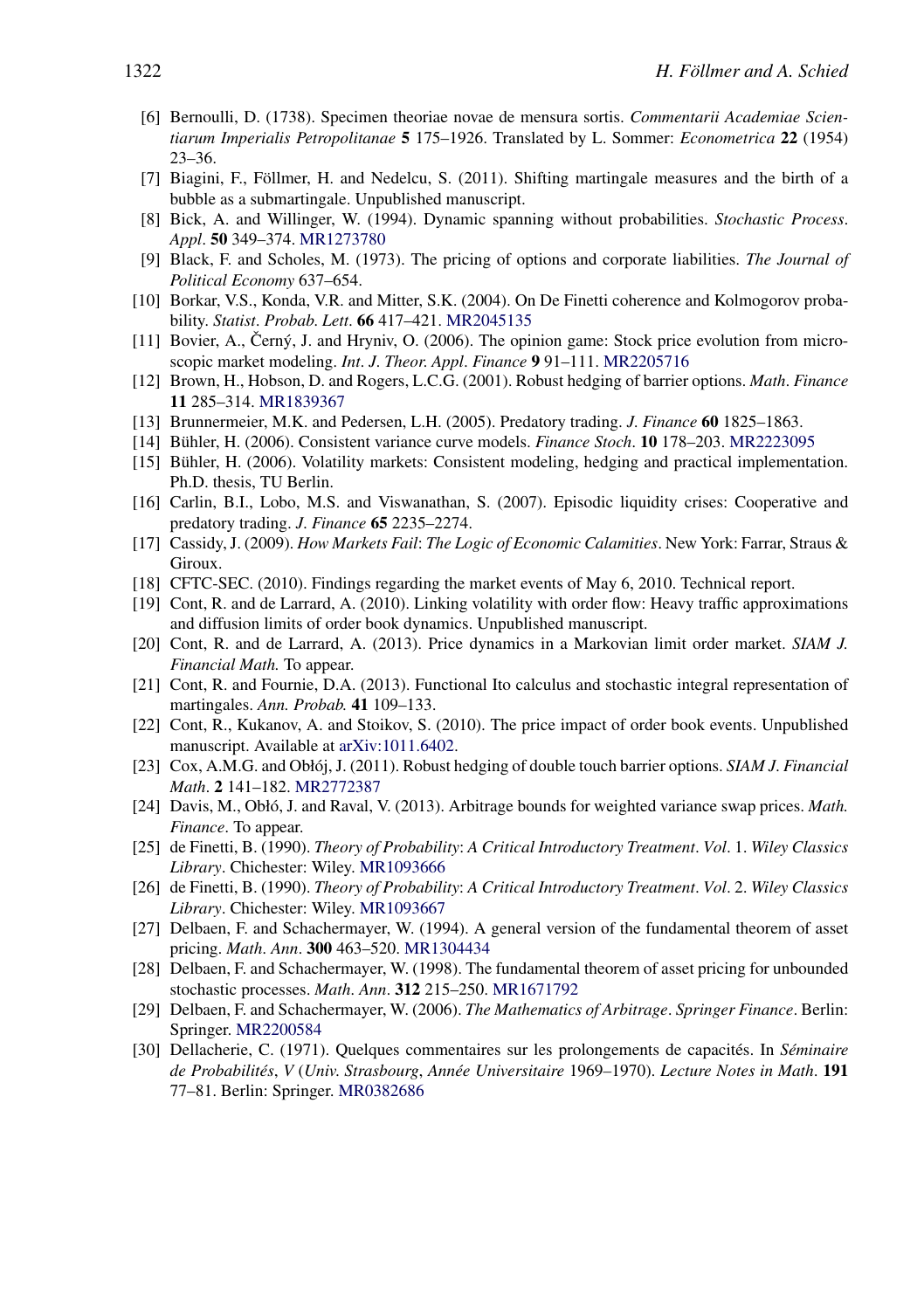[6] Bernoulli, D. (1738). Specimen theoriae novae de mensura sortis. *Commentarii Academiae Scientiarum Imperialis Petropolitanae* **5** 175–1926. Translated by L. Sommer: *Econometrica* **22** (1954) 23–36.

[7] Biagini, F., Föllmer, H. and Nedelcu, S. (2011). Shifting martingale measures and the birth of a bubble as a submartingale. Unpublished manuscript.

[8] Bick, A. and Willinger, W. (1994). Dynamic spanning without probabilities. *Stochastic Process. Appl*. **50** 349–374. MR1273780

[9] Black, F. and Scholes, M. (1973). The pricing of options and corporate liabilities. *The Journal of Political Economy* 637–654.

[10] Borkar, V.S., Konda, V.R. and Mitter, S.K. (2004). On De Finetti coherence and Kolmogorov probability. *Statist. Probab. Lett*. **66** 417–421. MR2045135

[11] Bovier, A., Černý, J. and Hryniv, O. (2006). The opinion game: Stock price evolution from microscopic market modeling. *Int. J. Theor. Appl. Finance* **9** 91–111. MR2205716

[12] Brown, H., Hobson, D. and Rogers, L.C.G. (2001). Robust hedging of barrier options. *Math. Finance* **11** 285–314. MR1839367

[13] Brunnermeier, M.K. and Pedersen, L.H. (2005). Predatory trading. *J. Finance* **60** 1825–1863.

[14] Bühler, H. (2006). Consistent variance curve models. *Finance Stoch*. **10** 178–203. MR2223095

[15] Bühler, H. (2006). Volatility markets: Consistent modeling, hedging and practical implementation. Ph.D. thesis, TU Berlin.

[16] Carlin, B.I., Lobo, M.S. and Viswanathan, S. (2007). Episodic liquidity crises: Cooperative and predatory trading. *J. Finance* **65** 2235–2274.

[17] Cassidy, J. (2009). *How Markets Fail*: *The Logic of Economic Calamities*. New York: Farrar, Straus & Giroux.

[18] CFTC-SEC. (2010). Findings regarding the market events of May 6, 2010. Technical report.

[19] Cont, R. and de Larrard, A. (2010). Linking volatility with order flow: Heavy traffic approximations and diffusion limits of order book dynamics. Unpublished manuscript.

[20] Cont, R. and de Larrard, A. (2013). Price dynamics in a Markovian limit order market. *SIAM J. Financial Math.* To appear.

[21] Cont, R. and Fournie, D.A. (2013). Functional Ito calculus and stochastic integral representation of martingales. *Ann. Probab.* **41** 109–133.

[22] Cont, R., Kukanov, A. and Stoikov, S. (2010). The price impact of order book events. Unpublished manuscript. Available at arXiv:1011.6402.

[23] Cox, A.M.G. and Obłój, J. (2011). Robust hedging of double touch barrier options. *SIAM J. Financial Math*. **2** 141–182. MR2772387

[24] Davis, M., Obłó, J. and Raval, V. (2013). Arbitrage bounds for weighted variance swap prices. *Math. Finance*. To appear.

[25] de Finetti, B. (1990). *Theory of Probability*: *A Critical Introductory Treatment*. *Vol*. 1. *Wiley Classics Library*. Chichester: Wiley. MR1093666

[26] de Finetti, B. (1990). *Theory of Probability*: *A Critical Introductory Treatment*. *Vol*. 2. *Wiley Classics Library*. Chichester: Wiley. MR1093667

[27] Delbaen, F. and Schachermayer, W. (1994). A general version of the fundamental theorem of asset pricing. *Math. Ann*. **300** 463–520. MR1304434

[28] Delbaen, F. and Schachermayer, W. (1998). The fundamental theorem of asset pricing for unbounded stochastic processes. *Math. Ann*. **312** 215–250. MR1671792

[29] Delbaen, F. and Schachermayer, W. (2006). *The Mathematics of Arbitrage*. *Springer Finance*. Berlin: Springer. MR2200584

[30] Dellacherie, C. (1971). Quelques commentaires sur les prolongements de capacités. In *Séminaire de Probabilités*, *V* (*Univ. Strasbourg*, *Année Universitaire* 1969–1970). *Lecture Notes in Math*. **191** 77–81. Berlin: Springer. MR0382686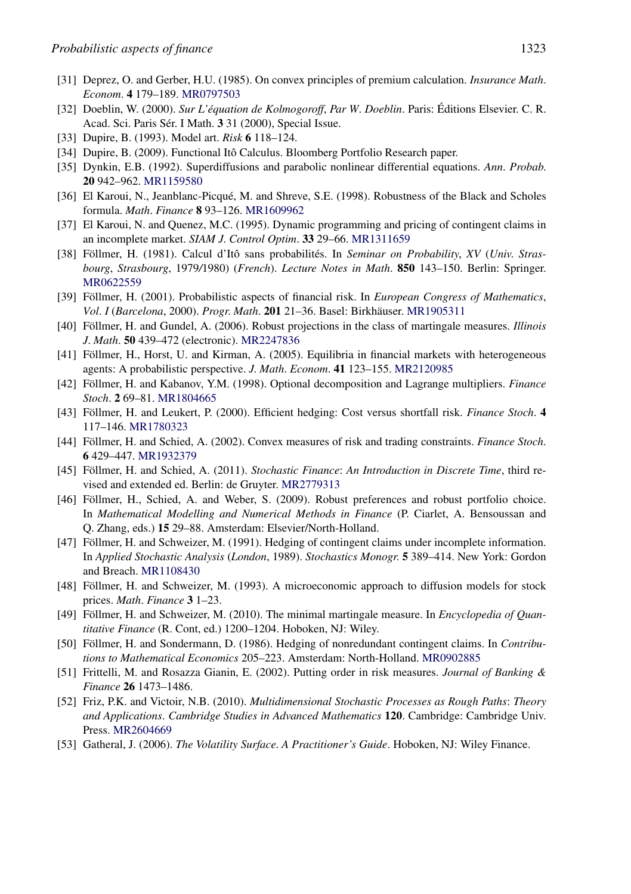[31] Deprez, O. and Gerber, H.U. (1985). On convex principles of premium calculation. *Insurance Math. Econom.* **4** 179–189. MR0797503

[32] Doeblin, W. (2000). *Sur L'équation de Kolmogoroff, Par W. Doeblin*. Paris: Éditions Elsevier. C. R. Acad. Sci. Paris Sér. I Math. **3** 31 (2000), Special Issue.

[33] Dupire, B. (1993). Model art. *Risk* **6** 118–124.

[34] Dupire, B. (2009). Functional Itô Calculus. Bloomberg Portfolio Research paper.

[35] Dynkin, E.B. (1992). Superdiffusions and parabolic nonlinear differential equations. *Ann. Probab.* **20** 942–962. MR1159580

[36] El Karoui, N., Jeanblanc-Picqué, M. and Shreve, S.E. (1998). Robustness of the Black and Scholes formula. *Math. Finance* **8** 93–126. MR1609962

[37] El Karoui, N. and Quenez, M.C. (1995). Dynamic programming and pricing of contingent claims in an incomplete market. *SIAM J. Control Optim.* **33** 29–66. MR1311659

[38] Föllmer, H. (1981). Calcul d'Itô sans probabilités. In *Seminar on Probability, XV (Univ. Strasbourg, Strasbourg, 1979/1980) (French)*. *Lecture Notes in Math.* **850** 143–150. Berlin: Springer. MR0622559

[39] Föllmer, H. (2001). Probabilistic aspects of financial risk. In *European Congress of Mathematics, Vol. I (Barcelona, 2000)*. *Progr. Math.* **201** 21–36. Basel: Birkhäuser. MR1905311

[40] Föllmer, H. and Gundel, A. (2006). Robust projections in the class of martingale measures. *Illinois J. Math.* **50** 439–472 (electronic). MR2247836

[41] Föllmer, H., Horst, U. and Kirman, A. (2005). Equilibria in financial markets with heterogeneous agents: A probabilistic perspective. *J. Math. Econom.* **41** 123–155. MR2120985

[42] Föllmer, H. and Kabanov, Y.M. (1998). Optional decomposition and Lagrange multipliers. *Finance Stoch.* **2** 69–81. MR1804665

[43] Föllmer, H. and Leukert, P. (2000). Efficient hedging: Cost versus shortfall risk. *Finance Stoch.* **4** 117–146. MR1780323

[44] Föllmer, H. and Schied, A. (2002). Convex measures of risk and trading constraints. *Finance Stoch.* **6** 429–447. MR1932379

[45] Föllmer, H. and Schied, A. (2011). *Stochastic Finance: An Introduction in Discrete Time*, third revised and extended ed. Berlin: de Gruyter. MR2779313

[46] Föllmer, H., Schied, A. and Weber, S. (2009). Robust preferences and robust portfolio choice. In *Mathematical Modelling and Numerical Methods in Finance* (P. Ciarlet, A. Bensoussan and Q. Zhang, eds.) **15** 29–88. Amsterdam: Elsevier/North-Holland.

[47] Föllmer, H. and Schweizer, M. (1991). Hedging of contingent claims under incomplete information. In *Applied Stochastic Analysis (London, 1989)*. *Stochastics Monogr.* **5** 389–414. New York: Gordon and Breach. MR1108430

[48] Föllmer, H. and Schweizer, M. (1993). A microeconomic approach to diffusion models for stock prices. *Math. Finance* **3** 1–23.

[49] Föllmer, H. and Schweizer, M. (2010). The minimal martingale measure. In *Encyclopedia of Quantitative Finance* (R. Cont, ed.) 1200–1204. Hoboken, NJ: Wiley.

[50] Föllmer, H. and Sondermann, D. (1986). Hedging of nonredundant contingent claims. In *Contributions to Mathematical Economics* 205–223. Amsterdam: North-Holland. MR0902885

[51] Frittelli, M. and Rosazza Gianin, E. (2002). Putting order in risk measures. *Journal of Banking & Finance* **26** 1473–1486.

[52] Friz, P.K. and Victoir, N.B. (2010). *Multidimensional Stochastic Processes as Rough Paths: Theory and Applications*. *Cambridge Studies in Advanced Mathematics* **120**. Cambridge: Cambridge Univ. Press. MR2604669

[53] Gatheral, J. (2006). *The Volatility Surface. A Practitioner's Guide*. Hoboken, NJ: Wiley Finance.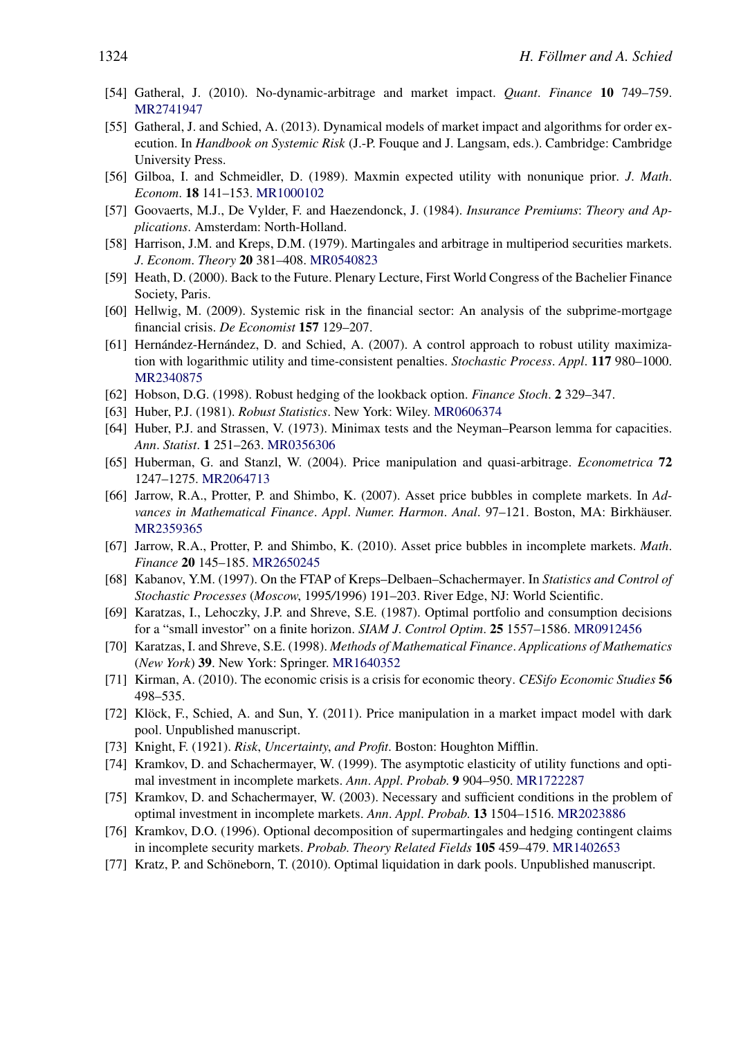[54] Gatheral, J. (2010). No-dynamic-arbitrage and market impact. *Quant. Finance* **10** 749–759. MR2741947

[55] Gatheral, J. and Schied, A. (2013). Dynamical models of market impact and algorithms for order execution. In *Handbook on Systemic Risk* (J.-P. Fouque and J. Langsam, eds.). Cambridge: Cambridge University Press.

[56] Gilboa, I. and Schmeidler, D. (1989). Maxmin expected utility with nonunique prior. *J. Math. Econom.* **18** 141–153. MR1000102

[57] Goovaerts, M.J., De Vylder, F. and Haezendonck, J. (1984). *Insurance Premiums: Theory and Applications*. Amsterdam: North-Holland.

[58] Harrison, J.M. and Kreps, D.M. (1979). Martingales and arbitrage in multiperiod securities markets. *J. Econom. Theory* **20** 381–408. MR0540823

[59] Heath, D. (2000). Back to the Future. Plenary Lecture, First World Congress of the Bachelier Finance Society, Paris.

[60] Hellwig, M. (2009). Systemic risk in the financial sector: An analysis of the subprime-mortgage financial crisis. *De Economist* **157** 129–207.

[61] Hernández-Hernández, D. and Schied, A. (2007). A control approach to robust utility maximization with logarithmic utility and time-consistent penalties. *Stochastic Process. Appl.* **117** 980–1000. MR2340875

[62] Hobson, D.G. (1998). Robust hedging of the lookback option. *Finance Stoch.* **2** 329–347.

[63] Huber, P.J. (1981). *Robust Statistics*. New York: Wiley. MR0606374

[64] Huber, P.J. and Strassen, V. (1973). Minimax tests and the Neyman–Pearson lemma for capacities. *Ann. Statist.* **1** 251–263. MR0356306

[65] Huberman, G. and Stanzl, W. (2004). Price manipulation and quasi-arbitrage. *Econometrica* **72** 1247–1275. MR2064713

[66] Jarrow, R.A., Protter, P. and Shimbo, K. (2007). Asset price bubbles in complete markets. In *Advances in Mathematical Finance*. *Appl. Numer. Harmon. Anal.* 97–121. Boston, MA: Birkhäuser. MR2359365

[67] Jarrow, R.A., Protter, P. and Shimbo, K. (2010). Asset price bubbles in incomplete markets. *Math. Finance* **20** 145–185. MR2650245

[68] Kabanov, Y.M. (1997). On the FTAP of Kreps–Delbaen–Schachermayer. In *Statistics and Control of Stochastic Processes* (*Moscow*, 1995/1996) 191–203. River Edge, NJ: World Scientific.

[69] Karatzas, I., Lehoczky, J.P. and Shreve, S.E. (1987). Optimal portfolio and consumption decisions for a "small investor" on a finite horizon. *SIAM J. Control Optim.* **25** 1557–1586. MR0912456

[70] Karatzas, I. and Shreve, S.E. (1998). *Methods of Mathematical Finance*. *Applications of Mathematics* (*New York*) **39**. New York: Springer. MR1640352

[71] Kirman, A. (2010). The economic crisis is a crisis for economic theory. *CESifo Economic Studies* **56** 498–535.

[72] Klöck, F., Schied, A. and Sun, Y. (2011). Price manipulation in a market impact model with dark pool. Unpublished manuscript.

[73] Knight, F. (1921). *Risk, Uncertainty, and Profit*. Boston: Houghton Mifflin.

[74] Kramkov, D. and Schachermayer, W. (1999). The asymptotic elasticity of utility functions and optimal investment in incomplete markets. *Ann. Appl. Probab.* **9** 904–950. MR1722287

[75] Kramkov, D. and Schachermayer, W. (2003). Necessary and sufficient conditions in the problem of optimal investment in incomplete markets. *Ann. Appl. Probab.* **13** 1504–1516. MR2023886

[76] Kramkov, D.O. (1996). Optional decomposition of supermartingales and hedging contingent claims in incomplete security markets. *Probab. Theory Related Fields* **105** 459–479. MR1402653

[77] Kratz, P. and Schöneborn, T. (2010). Optimal liquidation in dark pools. Unpublished manuscript.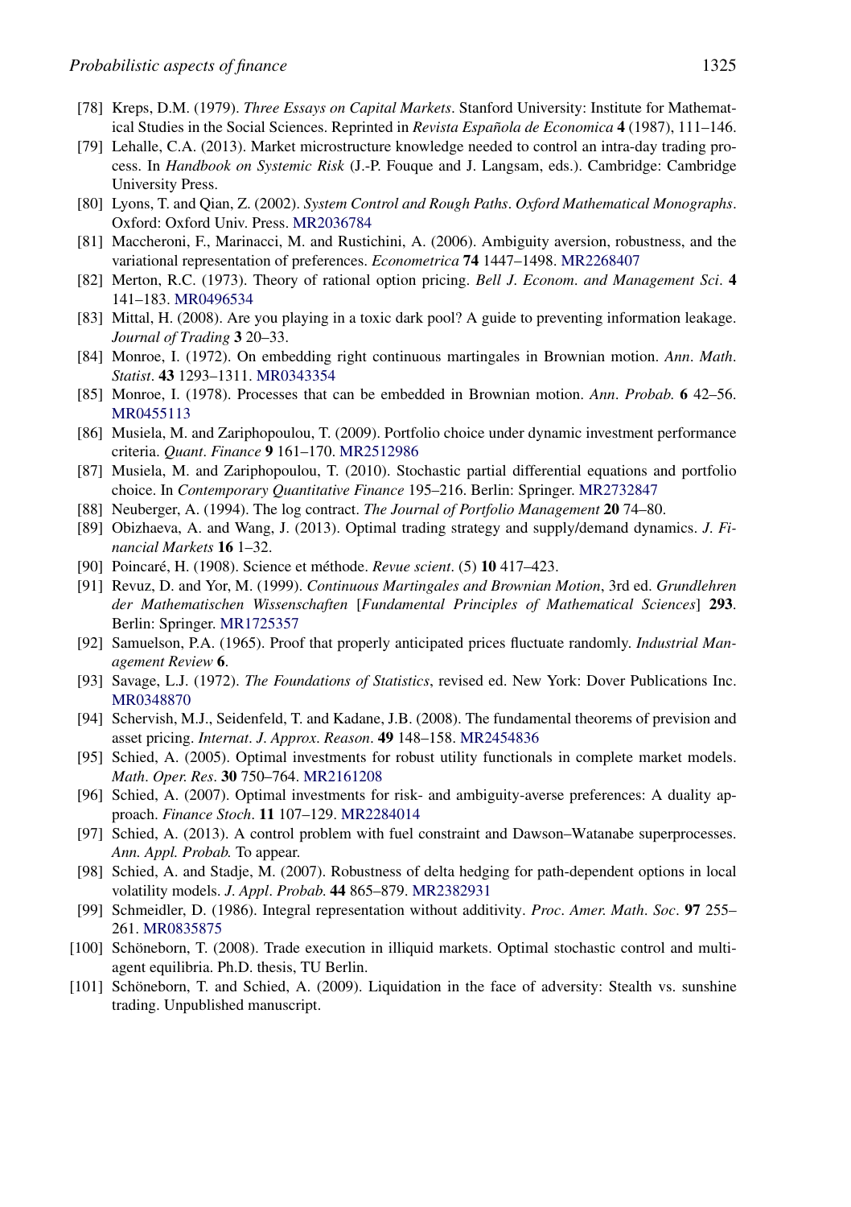[78] Kreps, D.M. (1979). *Three Essays on Capital Markets*. Stanford University: Institute for Mathematical Studies in the Social Sciences. Reprinted in *Revista Española de Economica* **4** (1987), 111–146.

[79] Lehalle, C.A. (2013). Market microstructure knowledge needed to control an intra-day trading process. In *Handbook on Systemic Risk* (J.-P. Fouque and J. Langsam, eds.). Cambridge: Cambridge University Press.

[80] Lyons, T. and Qian, Z. (2002). *System Control and Rough Paths*. *Oxford Mathematical Monographs*. Oxford: Oxford Univ. Press. MR2036784

[81] Maccheroni, F., Marinacci, M. and Rustichini, A. (2006). Ambiguity aversion, robustness, and the variational representation of preferences. *Econometrica* **74** 1447–1498. MR2268407

[82] Merton, R.C. (1973). Theory of rational option pricing. *Bell J. Econom. and Management Sci*. **4** 141–183. MR0496534

[83] Mittal, H. (2008). Are you playing in a toxic dark pool? A guide to preventing information leakage. *Journal of Trading* **3** 20–33.

[84] Monroe, I. (1972). On embedding right continuous martingales in Brownian motion. *Ann. Math. Statist*. **43** 1293–1311. MR0343354

[85] Monroe, I. (1978). Processes that can be embedded in Brownian motion. *Ann. Probab.* **6** 42–56. MR0455113

[86] Musiela, M. and Zariphopoulou, T. (2009). Portfolio choice under dynamic investment performance criteria. *Quant. Finance* **9** 161–170. MR2512986

[87] Musiela, M. and Zariphopoulou, T. (2010). Stochastic partial differential equations and portfolio choice. In *Contemporary Quantitative Finance* 195–216. Berlin: Springer. MR2732847

[88] Neuberger, A. (1994). The log contract. *The Journal of Portfolio Management* **20** 74–80.

[89] Obizhaeva, A. and Wang, J. (2013). Optimal trading strategy and supply/demand dynamics. *J. Financial Markets* **16** 1–32.

[90] Poincaré, H. (1908). Science et méthode. *Revue scient*. (5) **10** 417–423.

[91] Revuz, D. and Yor, M. (1999). *Continuous Martingales and Brownian Motion*, 3rd ed. *Grundlehren der Mathematischen Wissenschaften* [*Fundamental Principles of Mathematical Sciences*] **293**. Berlin: Springer. MR1725357

[92] Samuelson, P.A. (1965). Proof that properly anticipated prices fluctuate randomly. *Industrial Management Review* **6**.

[93] Savage, L.J. (1972). *The Foundations of Statistics*, revised ed. New York: Dover Publications Inc. MR0348870

[94] Schervish, M.J., Seidenfeld, T. and Kadane, J.B. (2008). The fundamental theorems of prevision and asset pricing. *Internat. J. Approx. Reason*. **49** 148–158. MR2454836

[95] Schied, A. (2005). Optimal investments for robust utility functionals in complete market models. *Math. Oper. Res*. **30** 750–764. MR2161208

[96] Schied, A. (2007). Optimal investments for risk- and ambiguity-averse preferences: A duality approach. *Finance Stoch*. **11** 107–129. MR2284014

[97] Schied, A. (2013). A control problem with fuel constraint and Dawson–Watanabe superprocesses. *Ann. Appl. Probab.* To appear.

[98] Schied, A. and Stadje, M. (2007). Robustness of delta hedging for path-dependent options in local volatility models. *J. Appl. Probab*. **44** 865–879. MR2382931

[99] Schmeidler, D. (1986). Integral representation without additivity. *Proc. Amer. Math. Soc*. **97** 255–261. MR0835875

[100] Schöneborn, T. (2008). Trade execution in illiquid markets. Optimal stochastic control and multi-agent equilibria. Ph.D. thesis, TU Berlin.

[101] Schöneborn, T. and Schied, A. (2009). Liquidation in the face of adversity: Stealth vs. sunshine trading. Unpublished manuscript.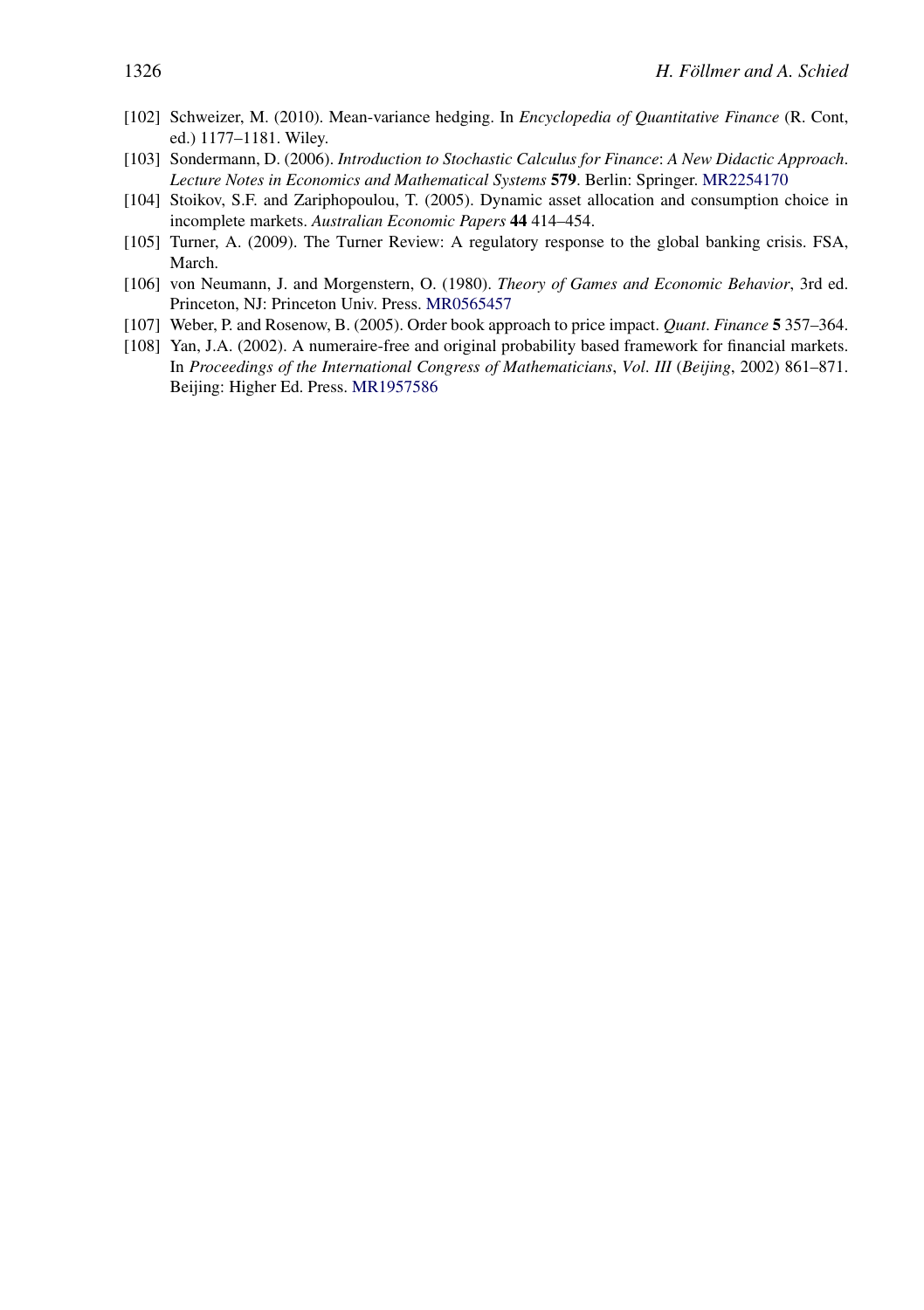[102] Schweizer, M. (2010). Mean-variance hedging. In *Encyclopedia of Quantitative Finance* (R. Cont, ed.) 1177–1181. Wiley.

[103] Sondermann, D. (2006). *Introduction to Stochastic Calculus for Finance*: *A New Didactic Approach*. *Lecture Notes in Economics and Mathematical Systems* **579**. Berlin: Springer. MR2254170

[104] Stoikov, S.F. and Zariphopoulou, T. (2005). Dynamic asset allocation and consumption choice in incomplete markets. *Australian Economic Papers* **44** 414–454.

[105] Turner, A. (2009). The Turner Review: A regulatory response to the global banking crisis. FSA, March.

[106] von Neumann, J. and Morgenstern, O. (1980). *Theory of Games and Economic Behavior*, 3rd ed. Princeton, NJ: Princeton Univ. Press. MR0565457

[107] Weber, P. and Rosenow, B. (2005). Order book approach to price impact. *Quant*. *Finance* **5** 357–364.

[108] Yan, J.A. (2002). A numeraire-free and original probability based framework for financial markets. In *Proceedings of the International Congress of Mathematicians*, *Vol*. *III* (*Beijing*, 2002) 861–871. Beijing: Higher Ed. Press. MR1957586